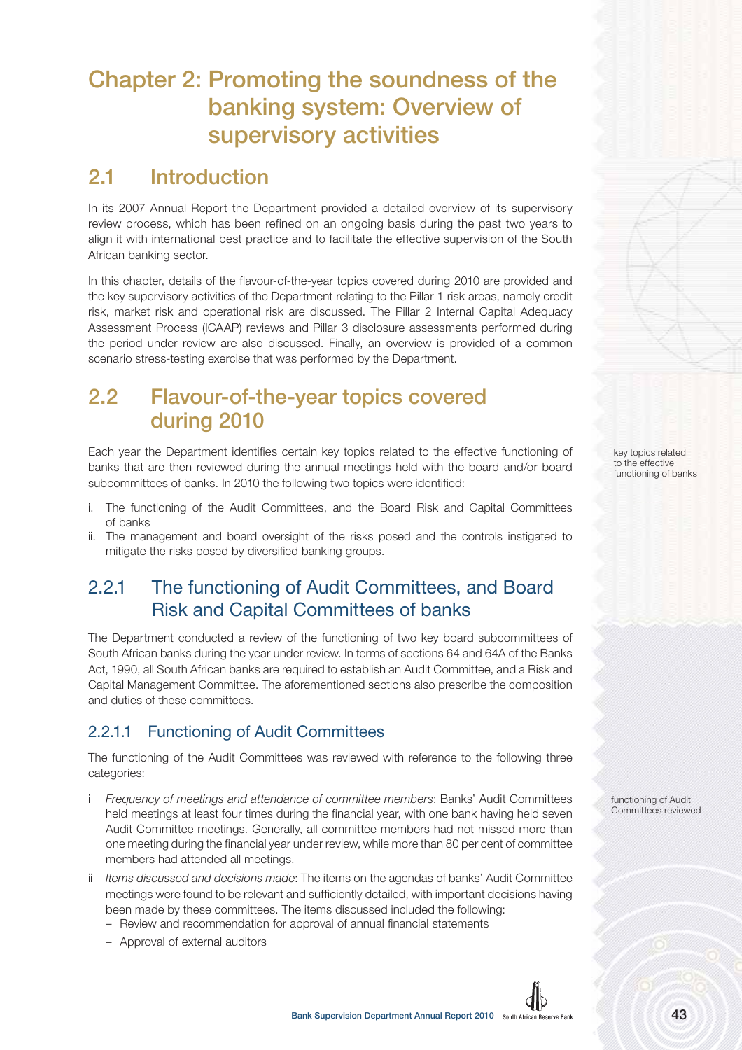# Chapter 2: Promoting the soundness of the banking system: Overview of supervisory activities

## 2.1 Introduction

In its 2007 Annual Report the Department provided a detailed overview of its supervisory review process, which has been refined on an ongoing basis during the past two years to align it with international best practice and to facilitate the effective supervision of the South African banking sector.

In this chapter, details of the flavour-of-the-year topics covered during 2010 are provided and the key supervisory activities of the Department relating to the Pillar 1 risk areas, namely credit risk, market risk and operational risk are discussed. The Pillar 2 Internal Capital Adequacy Assessment Process (ICAAP) reviews and Pillar 3 disclosure assessments performed during the period under review are also discussed. Finally, an overview is provided of a common scenario stress-testing exercise that was performed by the Department.

## 2.2 Flavour-of-the-year topics covered during 2010

Each year the Department identifies certain key topics related to the effective functioning of banks that are then reviewed during the annual meetings held with the board and/or board subcommittees of banks. In 2010 the following two topics were identified:

key topics related to the effective functioning of banks

i. The functioning of the Audit Committees, and the Board Risk and Capital Committees of banks
ii. The management and board oversight of the risks posed and the controls instigated to mitigate the risks posed by diversified banking groups.

### 2.2.1 The functioning of Audit Committees, and Board Risk and Capital Committees of banks

The Department conducted a review of the functioning of two key board subcommittees of South African banks during the year under review. In terms of sections 64 and 64A of the Banks Act, 1990, all South African banks are required to establish an Audit Committee, and a Risk and Capital Management Committee. The aforementioned sections also prescribe the composition and duties of these committees.

#### 2.2.1.1 Functioning of Audit Committees

The functioning of the Audit Committees was reviewed with reference to the following three categories:

functioning of Audit Committees reviewed

i *Frequency of meetings and attendance of committee members*: Banks' Audit Committees held meetings at least four times during the financial year, with one bank having held seven Audit Committee meetings. Generally, all committee members had not missed more than one meeting during the financial year under review, while more than 80 per cent of committee members had attended all meetings.

ii *Items discussed and decisions made*: The items on the agendas of banks' Audit Committee meetings were found to be relevant and sufficiently detailed, with important decisions having been made by these committees. The items discussed included the following:
   - Review and recommendation for approval of annual financial statements
   - Approval of external auditors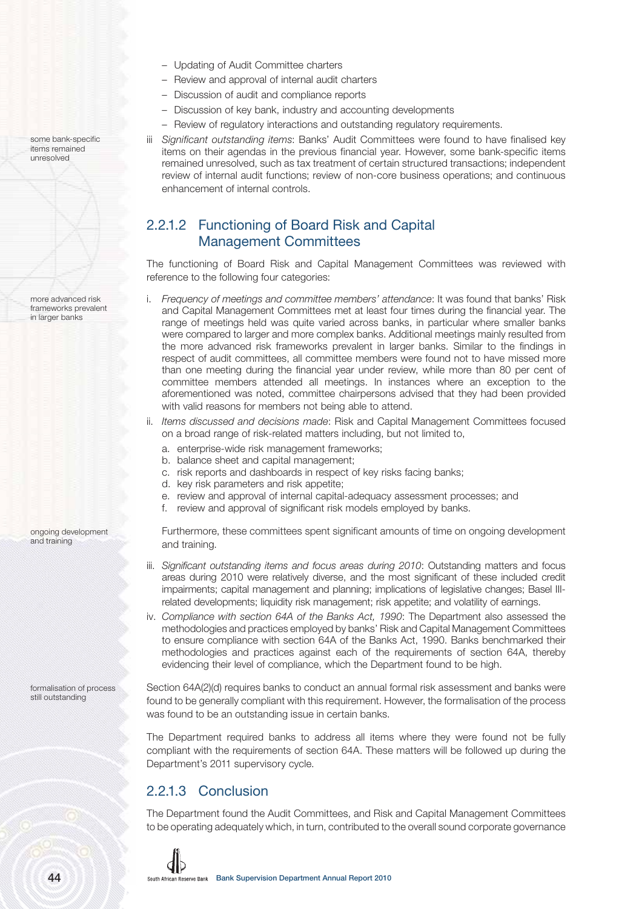– Updating of Audit Committee charters
– Review and approval of internal audit charters
– Discussion of audit and compliance reports
– Discussion of key bank, industry and accounting developments
– Review of regulatory interactions and outstanding regulatory requirements.

some bank-specific items remained unresolved

iii *Significant outstanding items*: Banks' Audit Committees were found to have finalised key items on their agendas in the previous financial year. However, some bank-specific items remained unresolved, such as tax treatment of certain structured transactions; independent review of internal audit functions; review of non-core business operations; and continuous enhancement of internal controls.

### 2.2.1.2 Functioning of Board Risk and Capital Management Committees

The functioning of Board Risk and Capital Management Committees was reviewed with reference to the following four categories:

more advanced risk frameworks prevalent in larger banks

i. *Frequency of meetings and committee members' attendance*: It was found that banks' Risk and Capital Management Committees met at least four times during the financial year. The range of meetings held was quite varied across banks, in particular where smaller banks were compared to larger and more complex banks. Additional meetings mainly resulted from the more advanced risk frameworks prevalent in larger banks. Similar to the findings in respect of audit committees, all committee members were found not to have missed more than one meeting during the financial year under review, while more than 80 per cent of committee members attended all meetings. In instances where an exception to the aforementioned was noted, committee chairpersons advised that they had been provided with valid reasons for members not being able to attend.

ii. *Items discussed and decisions made*: Risk and Capital Management Committees focused on a broad range of risk-related matters including, but not limited to,

   a. enterprise-wide risk management frameworks;
   b. balance sheet and capital management;
   c. risk reports and dashboards in respect of key risks facing banks;
   d. key risk parameters and risk appetite;
   e. review and approval of internal capital-adequacy assessment processes; and
   f. review and approval of significant risk models employed by banks.

ongoing development and training

   Furthermore, these committees spent significant amounts of time on ongoing development and training.

iii. *Significant outstanding items and focus areas during 2010*: Outstanding matters and focus areas during 2010 were relatively diverse, and the most significant of these included credit impairments; capital management and planning; implications of legislative changes; Basel III-related developments; liquidity risk management; risk appetite; and volatility of earnings.

iv. *Compliance with section 64A of the Banks Act, 1990*: The Department also assessed the methodologies and practices employed by banks' Risk and Capital Management Committees to ensure compliance with section 64A of the Banks Act, 1990. Banks benchmarked their methodologies and practices against each of the requirements of section 64A, thereby evidencing their level of compliance, which the Department found to be high.

formalisation of process still outstanding

Section 64A(2)(d) requires banks to conduct an annual formal risk assessment and banks were found to be generally compliant with this requirement. However, the formalisation of the process was found to be an outstanding issue in certain banks.

The Department required banks to address all items where they were found not be fully compliant with the requirements of section 64A. These matters will be followed up during the Department's 2011 supervisory cycle.

### 2.2.1.3 Conclusion

The Department found the Audit Committees, and Risk and Capital Management Committees to be operating adequately which, in turn, contributed to the overall sound corporate governance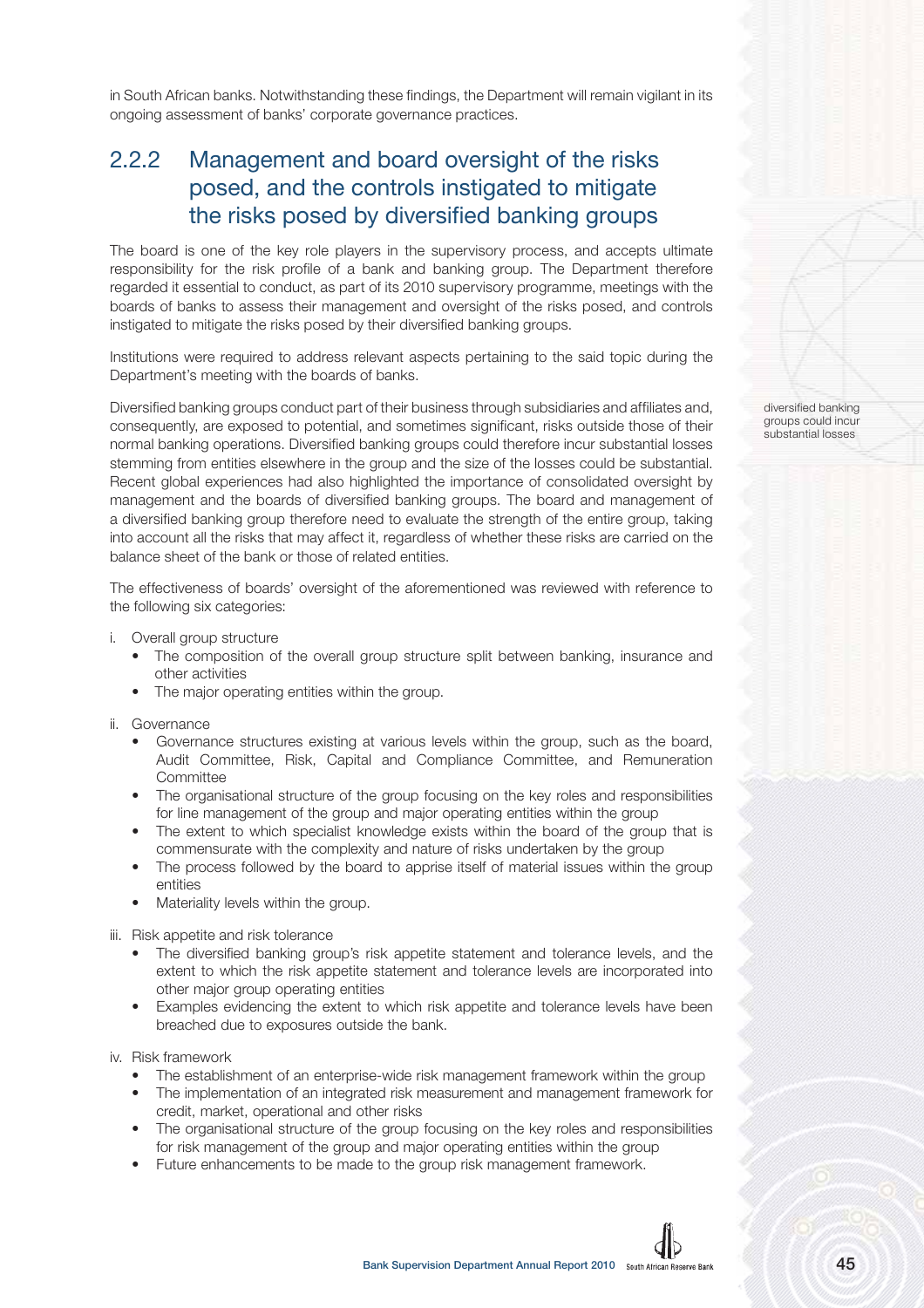in South African banks. Notwithstanding these findings, the Department will remain vigilant in its ongoing assessment of banks' corporate governance practices.

### 2.2.2 Management and board oversight of the risks posed, and the controls instigated to mitigate the risks posed by diversified banking groups

The board is one of the key role players in the supervisory process, and accepts ultimate responsibility for the risk profile of a bank and banking group. The Department therefore regarded it essential to conduct, as part of its 2010 supervisory programme, meetings with the boards of banks to assess their management and oversight of the risks posed, and controls instigated to mitigate the risks posed by their diversified banking groups.

Institutions were required to address relevant aspects pertaining to the said topic during the Department's meeting with the boards of banks.

diversified banking groups could incur substantial losses

Diversified banking groups conduct part of their business through subsidiaries and affiliates and, consequently, are exposed to potential, and sometimes significant, risks outside those of their normal banking operations. Diversified banking groups could therefore incur substantial losses stemming from entities elsewhere in the group and the size of the losses could be substantial. Recent global experiences had also highlighted the importance of consolidated oversight by management and the boards of diversified banking groups. The board and management of a diversified banking group therefore need to evaluate the strength of the entire group, taking into account all the risks that may affect it, regardless of whether these risks are carried on the balance sheet of the bank or those of related entities.

The effectiveness of boards' oversight of the aforementioned was reviewed with reference to the following six categories:

i. Overall group structure
   - The composition of the overall group structure split between banking, insurance and other activities
   - The major operating entities within the group.

ii. Governance
   - Governance structures existing at various levels within the group, such as the board, Audit Committee, Risk, Capital and Compliance Committee, and Remuneration Committee
   - The organisational structure of the group focusing on the key roles and responsibilities for line management of the group and major operating entities within the group
   - The extent to which specialist knowledge exists within the board of the group that is commensurate with the complexity and nature of risks undertaken by the group
   - The process followed by the board to apprise itself of material issues within the group entities
   - Materiality levels within the group.

iii. Risk appetite and risk tolerance
   - The diversified banking group's risk appetite statement and tolerance levels, and the extent to which the risk appetite statement and tolerance levels are incorporated into other major group operating entities
   - Examples evidencing the extent to which risk appetite and tolerance levels have been breached due to exposures outside the bank.

iv. Risk framework
   - The establishment of an enterprise-wide risk management framework within the group
   - The implementation of an integrated risk measurement and management framework for credit, market, operational and other risks
   - The organisational structure of the group focusing on the key roles and responsibilities for risk management of the group and major operating entities within the group
   - Future enhancements to be made to the group risk management framework.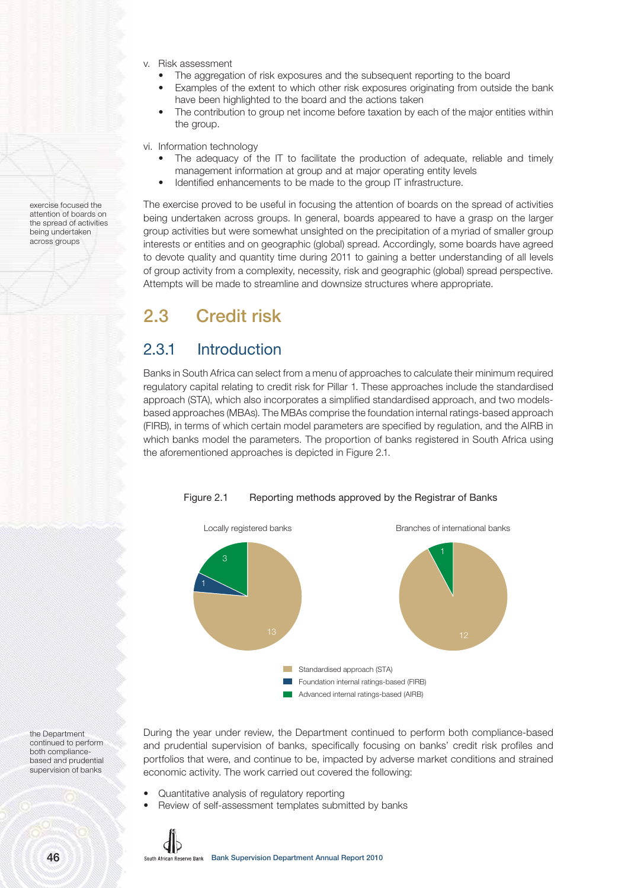v. Risk assessment
   - The aggregation of risk exposures and the subsequent reporting to the board
   - Examples of the extent to which other risk exposures originating from outside the bank have been highlighted to the board and the actions taken
   - The contribution to group net income before taxation by each of the major entities within the group.

vi. Information technology
   - The adequacy of the IT to facilitate the production of adequate, reliable and timely management information at group and at major operating entity levels
   - Identified enhancements to be made to the group IT infrastructure.

exercise focused the attention of boards on the spread of activities being undertaken across groups

The exercise proved to be useful in focusing the attention of boards on the spread of activities being undertaken across groups. In general, boards appeared to have a grasp on the larger group activities but were somewhat unsighted on the precipitation of a myriad of smaller group interests or entities and on geographic (global) spread. Accordingly, some boards have agreed to devote quality and quantity time during 2011 to gaining a better understanding of all levels of group activity from a complexity, necessity, risk and geographic (global) spread perspective. Attempts will be made to streamline and downsize structures where appropriate.

## 2.3 Credit risk

### 2.3.1 Introduction

Banks in South Africa can select from a menu of approaches to calculate their minimum required regulatory capital relating to credit risk for Pillar 1. These approaches include the standardised approach (STA), which also incorporates a simplified standardised approach, and two models-based approaches (MBAs). The MBAs comprise the foundation internal ratings-based approach (FIRB), in terms of which certain model parameters are specified by regulation, and the AIRB in which banks model the parameters. The proportion of banks registered in South Africa using the aforementioned approaches is depicted in Figure 2.1.

Figure 2.1 Reporting methods approved by the Registrar of Banks

| Approach | Locally registered banks | Branches of international banks |
| --- | --- | --- |
| Standardised approach (STA) | 13 | 12 |
| Foundation internal ratings-based (FIRB) | 1 | |
| Advanced internal ratings-based (AIRB) | 3 | 1 |

the Department continued to perform both compliance-based and prudential supervision of banks

During the year under review, the Department continued to perform both compliance-based and prudential supervision of banks, specifically focusing on banks' credit risk profiles and portfolios that were, and continue to be, impacted by adverse market conditions and strained economic activity. The work carried out covered the following:

- Quantitative analysis of regulatory reporting
- Review of self-assessment templates submitted by banks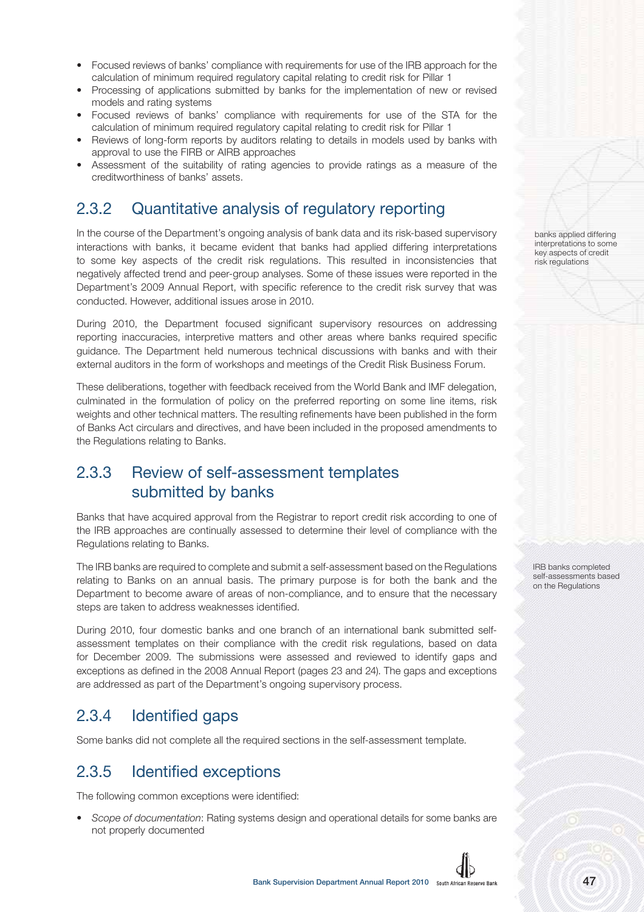- Focused reviews of banks' compliance with requirements for use of the IRB approach for the calculation of minimum required regulatory capital relating to credit risk for Pillar 1
- Processing of applications submitted by banks for the implementation of new or revised models and rating systems
- Focused reviews of banks' compliance with requirements for use of the STA for the calculation of minimum required regulatory capital relating to credit risk for Pillar 1
- Reviews of long-form reports by auditors relating to details in models used by banks with approval to use the FIRB or AIRB approaches
- Assessment of the suitability of rating agencies to provide ratings as a measure of the creditworthiness of banks' assets.

## 2.3.2 Quantitative analysis of regulatory reporting

In the course of the Department's ongoing analysis of bank data and its risk-based supervisory interactions with banks, it became evident that banks had applied differing interpretations to some key aspects of the credit risk regulations. This resulted in inconsistencies that negatively affected trend and peer-group analyses. Some of these issues were reported in the Department's 2009 Annual Report, with specific reference to the credit risk survey that was conducted. However, additional issues arose in 2010.

banks applied differing interpretations to some key aspects of credit risk regulations

During 2010, the Department focused significant supervisory resources on addressing reporting inaccuracies, interpretive matters and other areas where banks required specific guidance. The Department held numerous technical discussions with banks and with their external auditors in the form of workshops and meetings of the Credit Risk Business Forum.

These deliberations, together with feedback received from the World Bank and IMF delegation, culminated in the formulation of policy on the preferred reporting on some line items, risk weights and other technical matters. The resulting refinements have been published in the form of Banks Act circulars and directives, and have been included in the proposed amendments to the Regulations relating to Banks.

## 2.3.3 Review of self-assessment templates submitted by banks

Banks that have acquired approval from the Registrar to report credit risk according to one of the IRB approaches are continually assessed to determine their level of compliance with the Regulations relating to Banks.

The IRB banks are required to complete and submit a self-assessment based on the Regulations relating to Banks on an annual basis. The primary purpose is for both the bank and the Department to become aware of areas of non-compliance, and to ensure that the necessary steps are taken to address weaknesses identified.

IRB banks completed self-assessments based on the Regulations

During 2010, four domestic banks and one branch of an international bank submitted self-assessment templates on their compliance with the credit risk regulations, based on data for December 2009. The submissions were assessed and reviewed to identify gaps and exceptions as defined in the 2008 Annual Report (pages 23 and 24). The gaps and exceptions are addressed as part of the Department's ongoing supervisory process.

## 2.3.4 Identified gaps

Some banks did not complete all the required sections in the self-assessment template.

## 2.3.5 Identified exceptions

The following common exceptions were identified:

- *Scope of documentation*: Rating systems design and operational details for some banks are not properly documented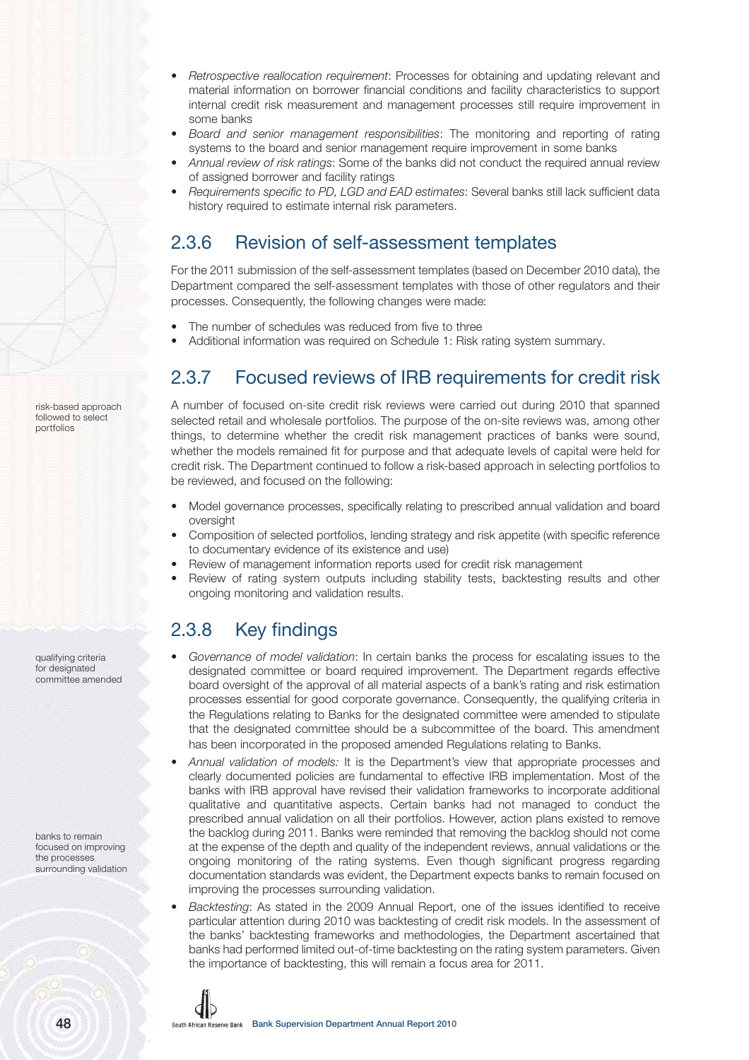- *Retrospective reallocation requirement*: Processes for obtaining and updating relevant and material information on borrower financial conditions and facility characteristics to support internal credit risk measurement and management processes still require improvement in some banks
- *Board and senior management responsibilities*: The monitoring and reporting of rating systems to the board and senior management require improvement in some banks
- *Annual review of risk ratings*: Some of the banks did not conduct the required annual review of assigned borrower and facility ratings
- *Requirements specific to PD, LGD and EAD estimates*: Several banks still lack sufficient data history required to estimate internal risk parameters.

## 2.3.6 Revision of self-assessment templates

For the 2011 submission of the self-assessment templates (based on December 2010 data), the Department compared the self-assessment templates with those of other regulators and their processes. Consequently, the following changes were made:

- The number of schedules was reduced from five to three
- Additional information was required on Schedule 1: Risk rating system summary.

## 2.3.7 Focused reviews of IRB requirements for credit risk

risk-based approach followed to select portfolios

A number of focused on-site credit risk reviews were carried out during 2010 that spanned selected retail and wholesale portfolios. The purpose of the on-site reviews was, among other things, to determine whether the credit risk management practices of banks were sound, whether the models remained fit for purpose and that adequate levels of capital were held for credit risk. The Department continued to follow a risk-based approach in selecting portfolios to be reviewed, and focused on the following:

- Model governance processes, specifically relating to prescribed annual validation and board oversight
- Composition of selected portfolios, lending strategy and risk appetite (with specific reference to documentary evidence of its existence and use)
- Review of management information reports used for credit risk management
- Review of rating system outputs including stability tests, backtesting results and other ongoing monitoring and validation results.

## 2.3.8 Key findings

qualifying criteria for designated committee amended

- *Governance of model validation*: In certain banks the process for escalating issues to the designated committee or board required improvement. The Department regards effective board oversight of the approval of all material aspects of a bank's rating and risk estimation processes essential for good corporate governance. Consequently, the qualifying criteria in the Regulations relating to Banks for the designated committee were amended to stipulate that the designated committee should be a subcommittee of the board. This amendment has been incorporated in the proposed amended Regulations relating to Banks.

banks to remain focused on improving the processes surrounding validation

- *Annual validation of models:* It is the Department's view that appropriate processes and clearly documented policies are fundamental to effective IRB implementation. Most of the banks with IRB approval have revised their validation frameworks to incorporate additional qualitative and quantitative aspects. Certain banks had not managed to conduct the prescribed annual validation on all their portfolios. However, action plans existed to remove the backlog during 2011. Banks were reminded that removing the backlog should not come at the expense of the depth and quality of the independent reviews, annual validations or the ongoing monitoring of the rating systems. Even though significant progress regarding documentation standards was evident, the Department expects banks to remain focused on improving the processes surrounding validation.
- *Backtesting*: As stated in the 2009 Annual Report, one of the issues identified to receive particular attention during 2010 was backtesting of credit risk models. In the assessment of the banks' backtesting frameworks and methodologies, the Department ascertained that banks had performed limited out-of-time backtesting on the rating system parameters. Given the importance of backtesting, this will remain a focus area for 2011.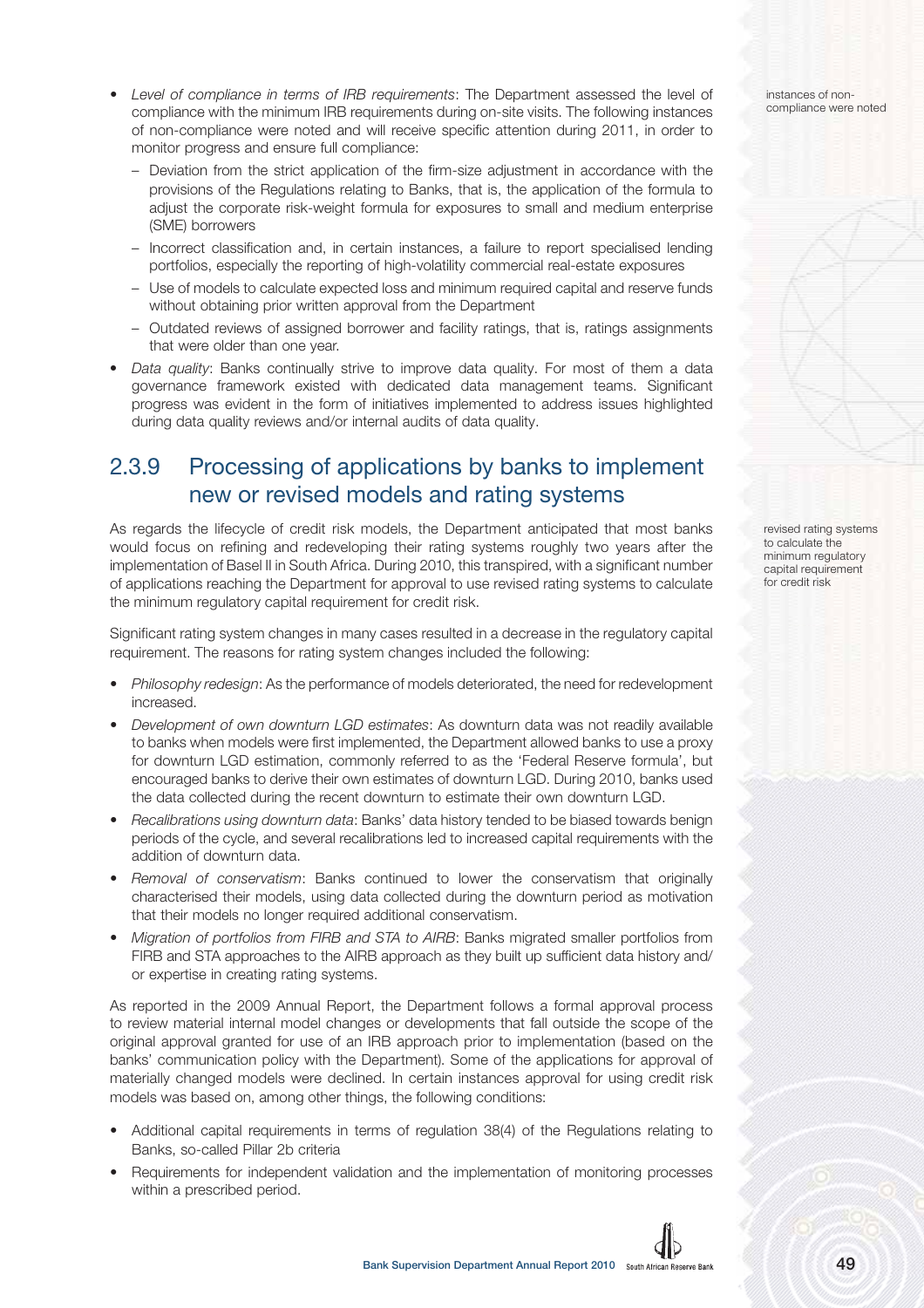- *Level of compliance in terms of IRB requirements*: The Department assessed the level of compliance with the minimum IRB requirements during on-site visits. The following instances of non-compliance were noted and will receive specific attention during 2011, in order to monitor progress and ensure full compliance:
  - Deviation from the strict application of the firm-size adjustment in accordance with the provisions of the Regulations relating to Banks, that is, the application of the formula to adjust the corporate risk-weight formula for exposures to small and medium enterprise (SME) borrowers
  - Incorrect classification and, in certain instances, a failure to report specialised lending portfolios, especially the reporting of high-volatility commercial real-estate exposures
  - Use of models to calculate expected loss and minimum required capital and reserve funds without obtaining prior written approval from the Department
  - Outdated reviews of assigned borrower and facility ratings, that is, ratings assignments that were older than one year.
- *Data quality*: Banks continually strive to improve data quality. For most of them a data governance framework existed with dedicated data management teams. Significant progress was evident in the form of initiatives implemented to address issues highlighted during data quality reviews and/or internal audits of data quality.

instances of non-compliance were noted

## 2.3.9 Processing of applications by banks to implement new or revised models and rating systems

As regards the lifecycle of credit risk models, the Department anticipated that most banks would focus on refining and redeveloping their rating systems roughly two years after the implementation of Basel II in South Africa. During 2010, this transpired, with a significant number of applications reaching the Department for approval to use revised rating systems to calculate the minimum regulatory capital requirement for credit risk.

revised rating systems to calculate the minimum regulatory capital requirement for credit risk

Significant rating system changes in many cases resulted in a decrease in the regulatory capital requirement. The reasons for rating system changes included the following:

- *Philosophy redesign*: As the performance of models deteriorated, the need for redevelopment increased.
- *Development of own downturn LGD estimates*: As downturn data was not readily available to banks when models were first implemented, the Department allowed banks to use a proxy for downturn LGD estimation, commonly referred to as the 'Federal Reserve formula', but encouraged banks to derive their own estimates of downturn LGD. During 2010, banks used the data collected during the recent downturn to estimate their own downturn LGD.
- *Recalibrations using downturn data*: Banks' data history tended to be biased towards benign periods of the cycle, and several recalibrations led to increased capital requirements with the addition of downturn data.
- *Removal of conservatism*: Banks continued to lower the conservatism that originally characterised their models, using data collected during the downturn period as motivation that their models no longer required additional conservatism.
- *Migration of portfolios from FIRB and STA to AIRB*: Banks migrated smaller portfolios from FIRB and STA approaches to the AIRB approach as they built up sufficient data history and/or expertise in creating rating systems.

As reported in the 2009 Annual Report, the Department follows a formal approval process to review material internal model changes or developments that fall outside the scope of the original approval granted for use of an IRB approach prior to implementation (based on the banks' communication policy with the Department). Some of the applications for approval of materially changed models were declined. In certain instances approval for using credit risk models was based on, among other things, the following conditions:

- Additional capital requirements in terms of regulation 38(4) of the Regulations relating to Banks, so-called Pillar 2b criteria
- Requirements for independent validation and the implementation of monitoring processes within a prescribed period.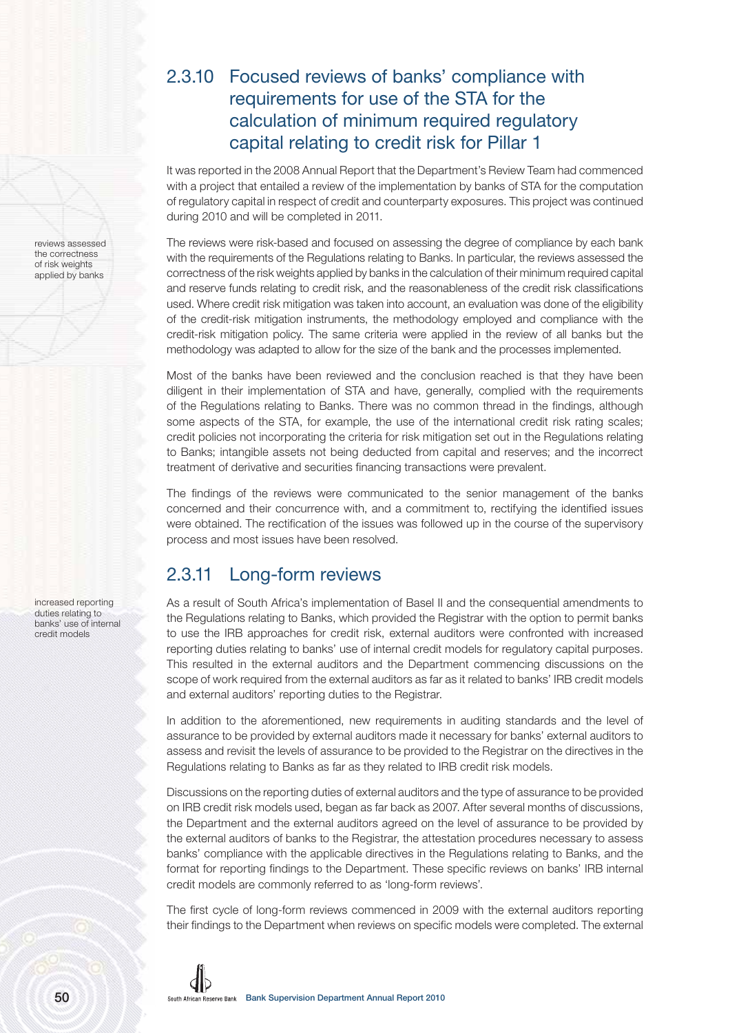## 2.3.10 Focused reviews of banks' compliance with requirements for use of the STA for the calculation of minimum required regulatory capital relating to credit risk for Pillar 1

It was reported in the 2008 Annual Report that the Department's Review Team had commenced with a project that entailed a review of the implementation by banks of STA for the computation of regulatory capital in respect of credit and counterparty exposures. This project was continued during 2010 and will be completed in 2011.

reviews assessed the correctness of risk weights applied by banks

The reviews were risk-based and focused on assessing the degree of compliance by each bank with the requirements of the Regulations relating to Banks. In particular, the reviews assessed the correctness of the risk weights applied by banks in the calculation of their minimum required capital and reserve funds relating to credit risk, and the reasonableness of the credit risk classifications used. Where credit risk mitigation was taken into account, an evaluation was done of the eligibility of the credit-risk mitigation instruments, the methodology employed and compliance with the credit-risk mitigation policy. The same criteria were applied in the review of all banks but the methodology was adapted to allow for the size of the bank and the processes implemented.

Most of the banks have been reviewed and the conclusion reached is that they have been diligent in their implementation of STA and have, generally, complied with the requirements of the Regulations relating to Banks. There was no common thread in the findings, although some aspects of the STA, for example, the use of the international credit risk rating scales; credit policies not incorporating the criteria for risk mitigation set out in the Regulations relating to Banks; intangible assets not being deducted from capital and reserves; and the incorrect treatment of derivative and securities financing transactions were prevalent.

The findings of the reviews were communicated to the senior management of the banks concerned and their concurrence with, and a commitment to, rectifying the identified issues were obtained. The rectification of the issues was followed up in the course of the supervisory process and most issues have been resolved.

## 2.3.11 Long-form reviews

increased reporting duties relating to banks' use of internal credit models

As a result of South Africa's implementation of Basel II and the consequential amendments to the Regulations relating to Banks, which provided the Registrar with the option to permit banks to use the IRB approaches for credit risk, external auditors were confronted with increased reporting duties relating to banks' use of internal credit models for regulatory capital purposes. This resulted in the external auditors and the Department commencing discussions on the scope of work required from the external auditors as far as it related to banks' IRB credit models and external auditors' reporting duties to the Registrar.

In addition to the aforementioned, new requirements in auditing standards and the level of assurance to be provided by external auditors made it necessary for banks' external auditors to assess and revisit the levels of assurance to be provided to the Registrar on the directives in the Regulations relating to Banks as far as they related to IRB credit risk models.

Discussions on the reporting duties of external auditors and the type of assurance to be provided on IRB credit risk models used, began as far back as 2007. After several months of discussions, the Department and the external auditors agreed on the level of assurance to be provided by the external auditors of banks to the Registrar, the attestation procedures necessary to assess banks' compliance with the applicable directives in the Regulations relating to Banks, and the format for reporting findings to the Department. These specific reviews on banks' IRB internal credit models are commonly referred to as 'long-form reviews'.

The first cycle of long-form reviews commenced in 2009 with the external auditors reporting their findings to the Department when reviews on specific models were completed. The external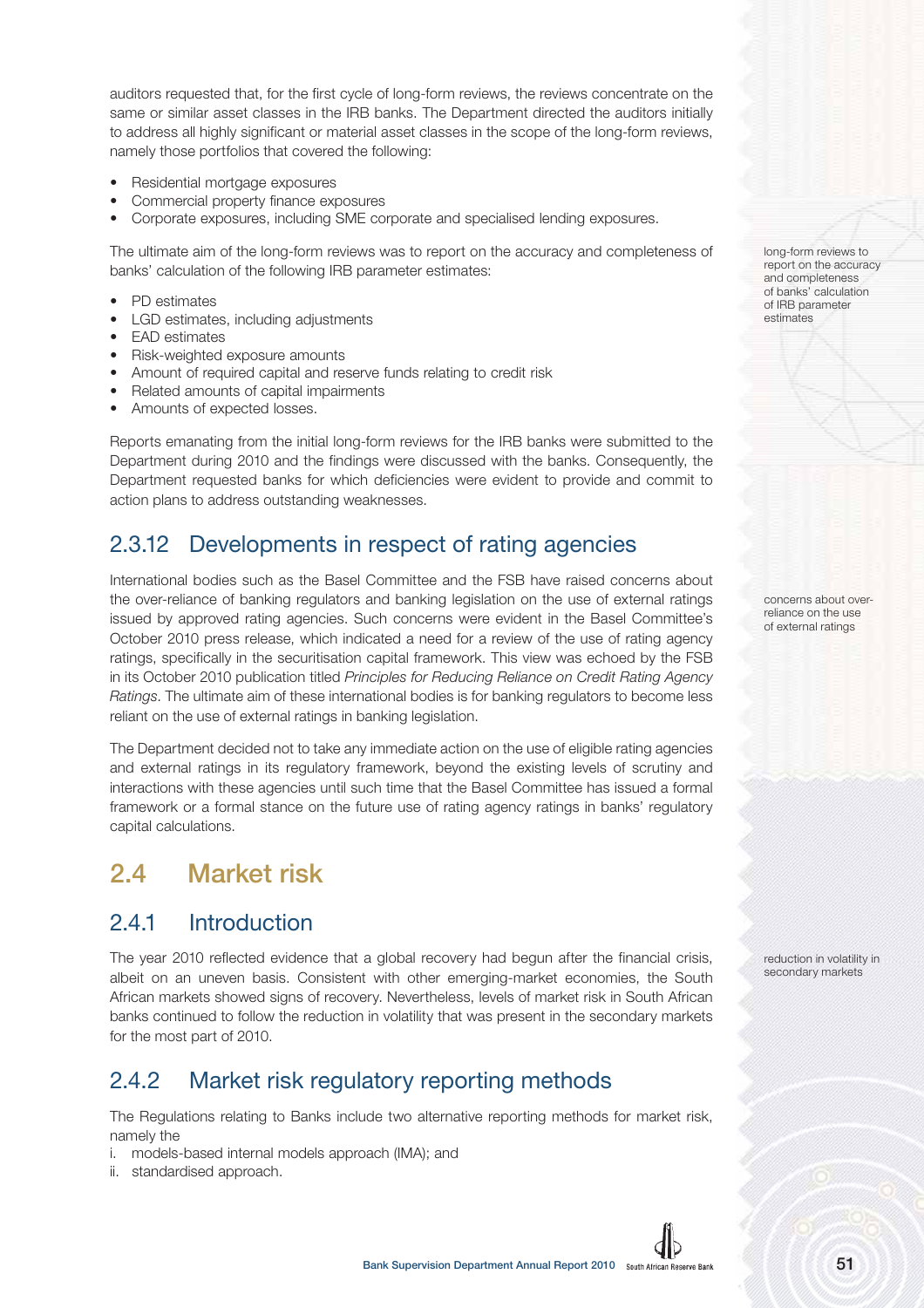auditors requested that, for the first cycle of long-form reviews, the reviews concentrate on the same or similar asset classes in the IRB banks. The Department directed the auditors initially to address all highly significant or material asset classes in the scope of the long-form reviews, namely those portfolios that covered the following:

- Residential mortgage exposures
- Commercial property finance exposures
- Corporate exposures, including SME corporate and specialised lending exposures.

The ultimate aim of the long-form reviews was to report on the accuracy and completeness of banks' calculation of the following IRB parameter estimates:

- PD estimates
- LGD estimates, including adjustments
- EAD estimates
- Risk-weighted exposure amounts
- Amount of required capital and reserve funds relating to credit risk
- Related amounts of capital impairments
- Amounts of expected losses.

Reports emanating from the initial long-form reviews for the IRB banks were submitted to the Department during 2010 and the findings were discussed with the banks. Consequently, the Department requested banks for which deficiencies were evident to provide and commit to action plans to address outstanding weaknesses.

### 2.3.12 Developments in respect of rating agencies

International bodies such as the Basel Committee and the FSB have raised concerns about the over-reliance of banking regulators and banking legislation on the use of external ratings issued by approved rating agencies. Such concerns were evident in the Basel Committee's October 2010 press release, which indicated a need for a review of the use of rating agency ratings, specifically in the securitisation capital framework. This view was echoed by the FSB in its October 2010 publication titled *Principles for Reducing Reliance on Credit Rating Agency Ratings*. The ultimate aim of these international bodies is for banking regulators to become less reliant on the use of external ratings in banking legislation.

The Department decided not to take any immediate action on the use of eligible rating agencies and external ratings in its regulatory framework, beyond the existing levels of scrutiny and interactions with these agencies until such time that the Basel Committee has issued a formal framework or a formal stance on the future use of rating agency ratings in banks' regulatory capital calculations.

## 2.4 Market risk

### 2.4.1 Introduction

The year 2010 reflected evidence that a global recovery had begun after the financial crisis, albeit on an uneven basis. Consistent with other emerging-market economies, the South African markets showed signs of recovery. Nevertheless, levels of market risk in South African banks continued to follow the reduction in volatility that was present in the secondary markets for the most part of 2010.

### 2.4.2 Market risk regulatory reporting methods

The Regulations relating to Banks include two alternative reporting methods for market risk, namely the

i. models-based internal models approach (IMA); and
ii. standardised approach.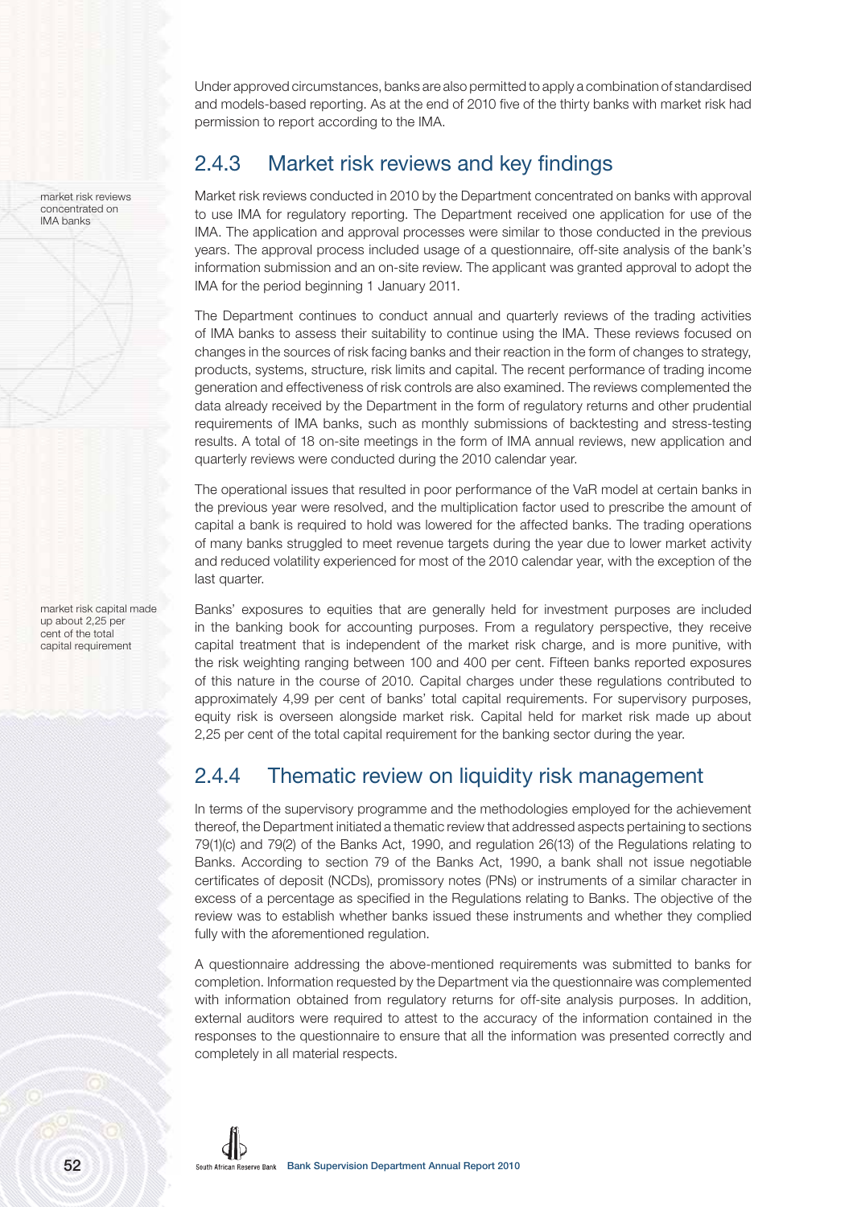Under approved circumstances, banks are also permitted to apply a combination of standardised and models-based reporting. As at the end of 2010 five of the thirty banks with market risk had permission to report according to the IMA.

## 2.4.3 Market risk reviews and key findings

market risk reviews concentrated on IMA banks

Market risk reviews conducted in 2010 by the Department concentrated on banks with approval to use IMA for regulatory reporting. The Department received one application for use of the IMA. The application and approval processes were similar to those conducted in the previous years. The approval process included usage of a questionnaire, off-site analysis of the bank's information submission and an on-site review. The applicant was granted approval to adopt the IMA for the period beginning 1 January 2011.

The Department continues to conduct annual and quarterly reviews of the trading activities of IMA banks to assess their suitability to continue using the IMA. These reviews focused on changes in the sources of risk facing banks and their reaction in the form of changes to strategy, products, systems, structure, risk limits and capital. The recent performance of trading income generation and effectiveness of risk controls are also examined. The reviews complemented the data already received by the Department in the form of regulatory returns and other prudential requirements of IMA banks, such as monthly submissions of backtesting and stress-testing results. A total of 18 on-site meetings in the form of IMA annual reviews, new application and quarterly reviews were conducted during the 2010 calendar year.

The operational issues that resulted in poor performance of the VaR model at certain banks in the previous year were resolved, and the multiplication factor used to prescribe the amount of capital a bank is required to hold was lowered for the affected banks. The trading operations of many banks struggled to meet revenue targets during the year due to lower market activity and reduced volatility experienced for most of the 2010 calendar year, with the exception of the last quarter.

market risk capital made up about 2,25 per cent of the total capital requirement

Banks' exposures to equities that are generally held for investment purposes are included in the banking book for accounting purposes. From a regulatory perspective, they receive capital treatment that is independent of the market risk charge, and is more punitive, with the risk weighting ranging between 100 and 400 per cent. Fifteen banks reported exposures of this nature in the course of 2010. Capital charges under these regulations contributed to approximately 4,99 per cent of banks' total capital requirements. For supervisory purposes, equity risk is overseen alongside market risk. Capital held for market risk made up about 2,25 per cent of the total capital requirement for the banking sector during the year.

## 2.4.4 Thematic review on liquidity risk management

In terms of the supervisory programme and the methodologies employed for the achievement thereof, the Department initiated a thematic review that addressed aspects pertaining to sections 79(1)(c) and 79(2) of the Banks Act, 1990, and regulation 26(13) of the Regulations relating to Banks. According to section 79 of the Banks Act, 1990, a bank shall not issue negotiable certificates of deposit (NCDs), promissory notes (PNs) or instruments of a similar character in excess of a percentage as specified in the Regulations relating to Banks. The objective of the review was to establish whether banks issued these instruments and whether they complied fully with the aforementioned regulation.

A questionnaire addressing the above-mentioned requirements was submitted to banks for completion. Information requested by the Department via the questionnaire was complemented with information obtained from regulatory returns for off-site analysis purposes. In addition, external auditors were required to attest to the accuracy of the information contained in the responses to the questionnaire to ensure that all the information was presented correctly and completely in all material respects.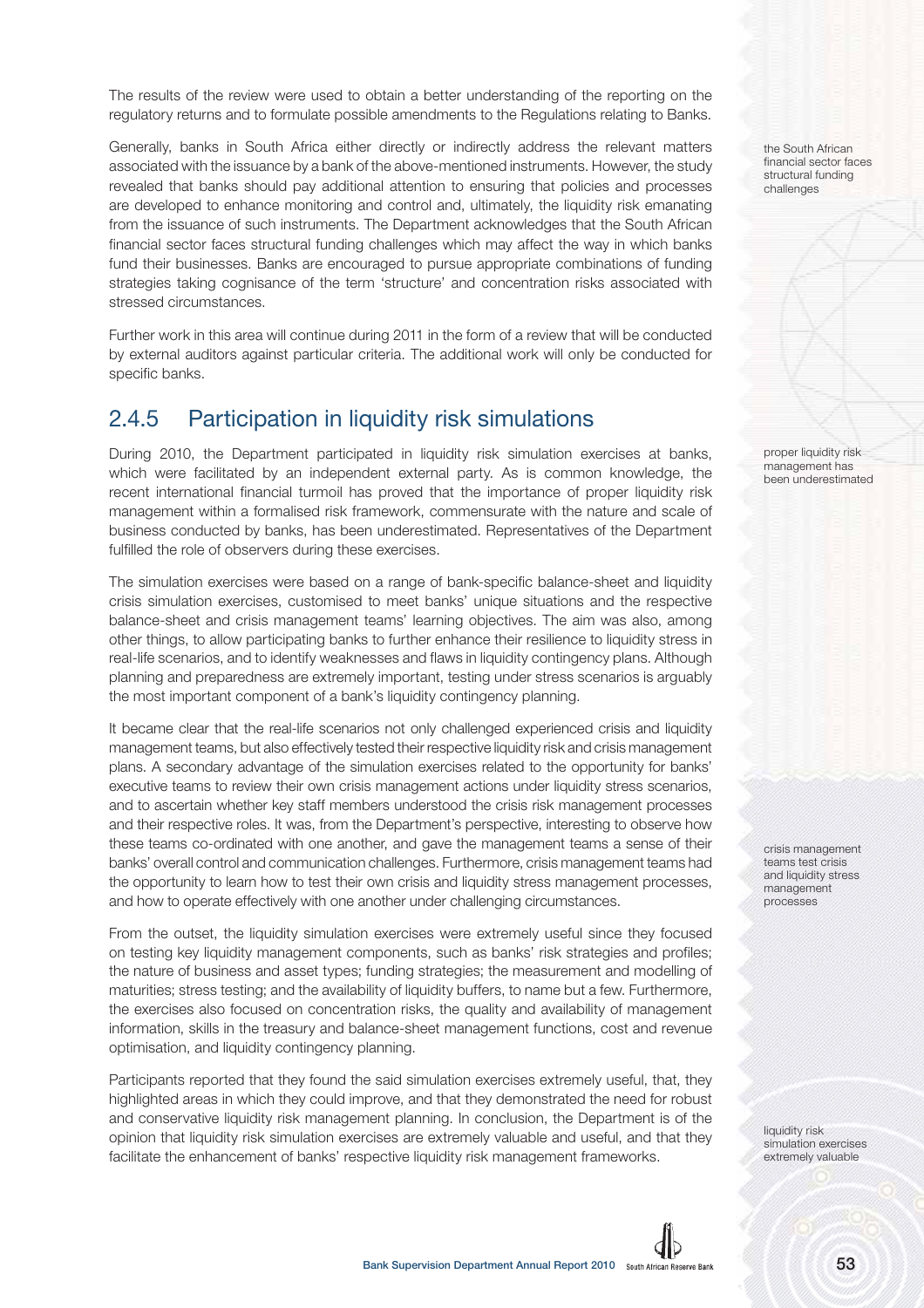The results of the review were used to obtain a better understanding of the reporting on the regulatory returns and to formulate possible amendments to the Regulations relating to Banks.

Generally, banks in South Africa either directly or indirectly address the relevant matters associated with the issuance by a bank of the above-mentioned instruments. However, the study revealed that banks should pay additional attention to ensuring that policies and processes are developed to enhance monitoring and control and, ultimately, the liquidity risk emanating from the issuance of such instruments. The Department acknowledges that the South African financial sector faces structural funding challenges which may affect the way in which banks fund their businesses. Banks are encouraged to pursue appropriate combinations of funding strategies taking cognisance of the term 'structure' and concentration risks associated with stressed circumstances.

the South African financial sector faces structural funding challenges

Further work in this area will continue during 2011 in the form of a review that will be conducted by external auditors against particular criteria. The additional work will only be conducted for specific banks.

## 2.4.5 Participation in liquidity risk simulations

During 2010, the Department participated in liquidity risk simulation exercises at banks, which were facilitated by an independent external party. As is common knowledge, the recent international financial turmoil has proved that the importance of proper liquidity risk management within a formalised risk framework, commensurate with the nature and scale of business conducted by banks, has been underestimated. Representatives of the Department fulfilled the role of observers during these exercises.

proper liquidity risk management has been underestimated

The simulation exercises were based on a range of bank-specific balance-sheet and liquidity crisis simulation exercises, customised to meet banks' unique situations and the respective balance-sheet and crisis management teams' learning objectives. The aim was also, among other things, to allow participating banks to further enhance their resilience to liquidity stress in real-life scenarios, and to identify weaknesses and flaws in liquidity contingency plans. Although planning and preparedness are extremely important, testing under stress scenarios is arguably the most important component of a bank's liquidity contingency planning.

It became clear that the real-life scenarios not only challenged experienced crisis and liquidity management teams, but also effectively tested their respective liquidity risk and crisis management plans. A secondary advantage of the simulation exercises related to the opportunity for banks' executive teams to review their own crisis management actions under liquidity stress scenarios, and to ascertain whether key staff members understood the crisis risk management processes and their respective roles. It was, from the Department's perspective, interesting to observe how these teams co-ordinated with one another, and gave the management teams a sense of their banks' overall control and communication challenges. Furthermore, crisis management teams had the opportunity to learn how to test their own crisis and liquidity stress management processes, and how to operate effectively with one another under challenging circumstances.

crisis management teams test crisis and liquidity stress management processes

From the outset, the liquidity simulation exercises were extremely useful since they focused on testing key liquidity management components, such as banks' risk strategies and profiles; the nature of business and asset types; funding strategies; the measurement and modelling of maturities; stress testing; and the availability of liquidity buffers, to name but a few. Furthermore, the exercises also focused on concentration risks, the quality and availability of management information, skills in the treasury and balance-sheet management functions, cost and revenue optimisation, and liquidity contingency planning.

Participants reported that they found the said simulation exercises extremely useful, that, they highlighted areas in which they could improve, and that they demonstrated the need for robust and conservative liquidity risk management planning. In conclusion, the Department is of the opinion that liquidity risk simulation exercises are extremely valuable and useful, and that they facilitate the enhancement of banks' respective liquidity risk management frameworks.

liquidity risk simulation exercises extremely valuable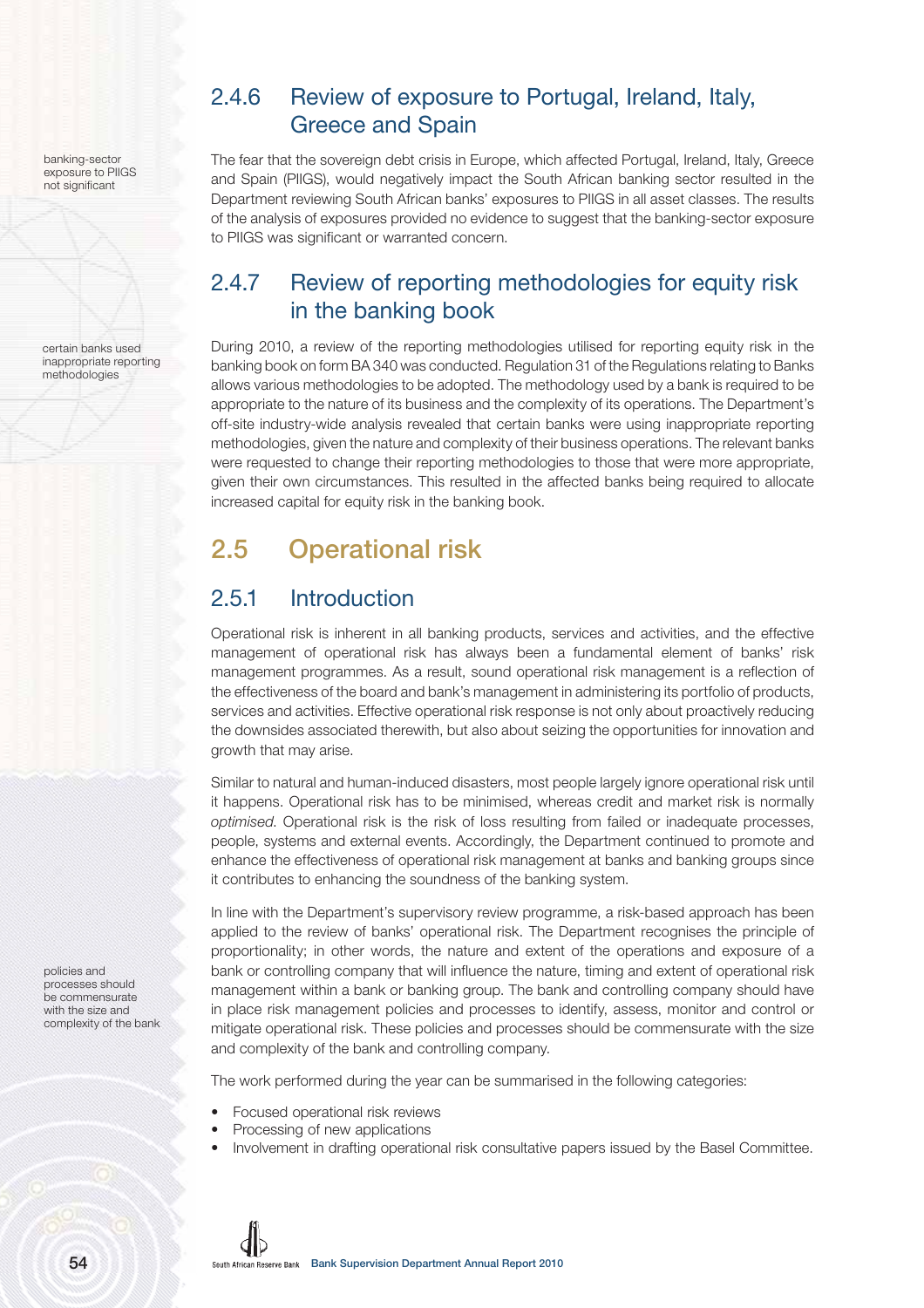## 2.4.6 Review of exposure to Portugal, Ireland, Italy, Greece and Spain

banking-sector exposure to PIIGS not significant

The fear that the sovereign debt crisis in Europe, which affected Portugal, Ireland, Italy, Greece and Spain (PIIGS), would negatively impact the South African banking sector resulted in the Department reviewing South African banks' exposures to PIIGS in all asset classes. The results of the analysis of exposures provided no evidence to suggest that the banking-sector exposure to PIIGS was significant or warranted concern.

## 2.4.7 Review of reporting methodologies for equity risk in the banking book

certain banks used inappropriate reporting methodologies

During 2010, a review of the reporting methodologies utilised for reporting equity risk in the banking book on form BA 340 was conducted. Regulation 31 of the Regulations relating to Banks allows various methodologies to be adopted. The methodology used by a bank is required to be appropriate to the nature of its business and the complexity of its operations. The Department's off-site industry-wide analysis revealed that certain banks were using inappropriate reporting methodologies, given the nature and complexity of their business operations. The relevant banks were requested to change their reporting methodologies to those that were more appropriate, given their own circumstances. This resulted in the affected banks being required to allocate increased capital for equity risk in the banking book.

# 2.5 Operational risk

## 2.5.1 Introduction

Operational risk is inherent in all banking products, services and activities, and the effective management of operational risk has always been a fundamental element of banks' risk management programmes. As a result, sound operational risk management is a reflection of the effectiveness of the board and bank's management in administering its portfolio of products, services and activities. Effective operational risk response is not only about proactively reducing the downsides associated therewith, but also about seizing the opportunities for innovation and growth that may arise.

Similar to natural and human-induced disasters, most people largely ignore operational risk until it happens. Operational risk has to be minimised, whereas credit and market risk is normally *optimised*. Operational risk is the risk of loss resulting from failed or inadequate processes, people, systems and external events. Accordingly, the Department continued to promote and enhance the effectiveness of operational risk management at banks and banking groups since it contributes to enhancing the soundness of the banking system.

policies and processes should be commensurate with the size and complexity of the bank

In line with the Department's supervisory review programme, a risk-based approach has been applied to the review of banks' operational risk. The Department recognises the principle of proportionality; in other words, the nature and extent of the operations and exposure of a bank or controlling company that will influence the nature, timing and extent of operational risk management within a bank or banking group. The bank and controlling company should have in place risk management policies and processes to identify, assess, monitor and control or mitigate operational risk. These policies and processes should be commensurate with the size and complexity of the bank and controlling company.

The work performed during the year can be summarised in the following categories:

- Focused operational risk reviews
- Processing of new applications
- Involvement in drafting operational risk consultative papers issued by the Basel Committee.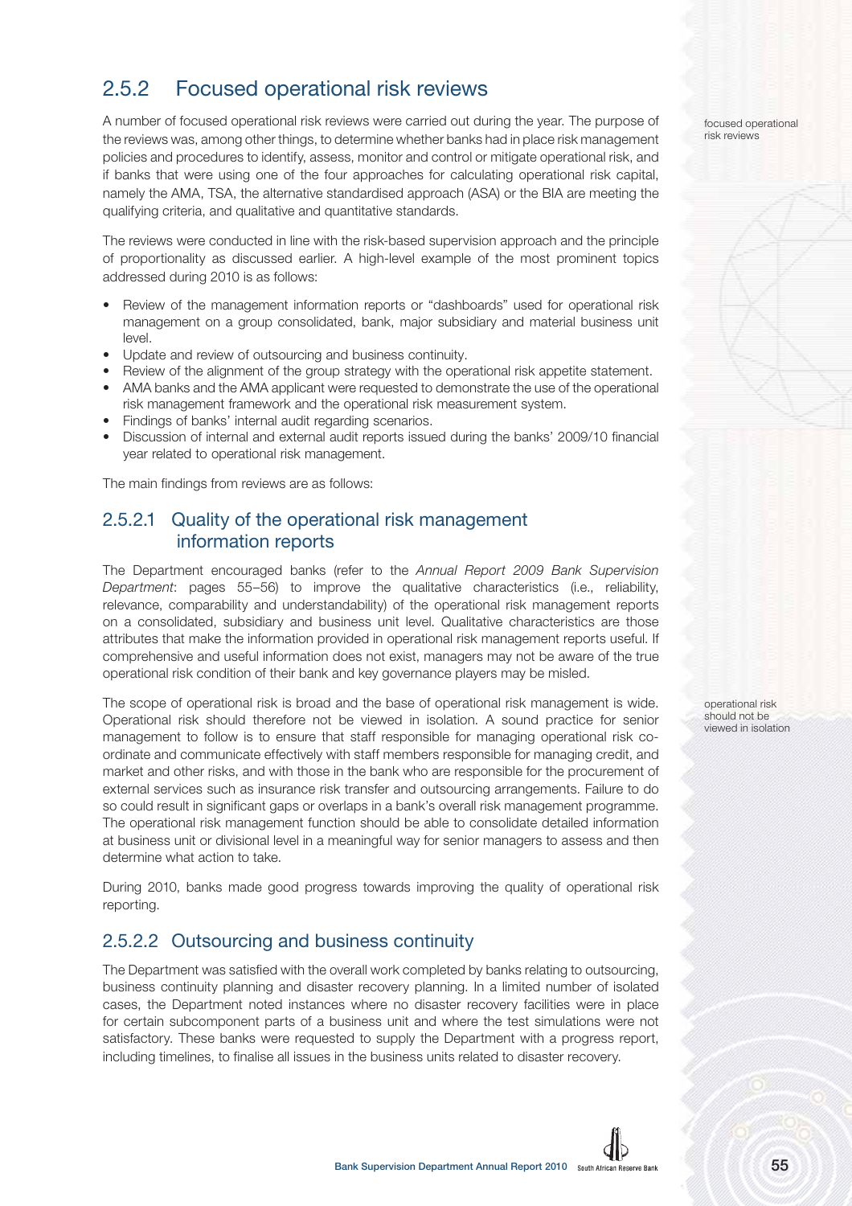## 2.5.2 Focused operational risk reviews

focused operational risk reviews

A number of focused operational risk reviews were carried out during the year. The purpose of the reviews was, among other things, to determine whether banks had in place risk management policies and procedures to identify, assess, monitor and control or mitigate operational risk, and if banks that were using one of the four approaches for calculating operational risk capital, namely the AMA, TSA, the alternative standardised approach (ASA) or the BIA are meeting the qualifying criteria, and qualitative and quantitative standards.

The reviews were conducted in line with the risk-based supervision approach and the principle of proportionality as discussed earlier. A high-level example of the most prominent topics addressed during 2010 is as follows:

- Review of the management information reports or "dashboards" used for operational risk management on a group consolidated, bank, major subsidiary and material business unit level.
- Update and review of outsourcing and business continuity.
- Review of the alignment of the group strategy with the operational risk appetite statement.
- AMA banks and the AMA applicant were requested to demonstrate the use of the operational risk management framework and the operational risk measurement system.
- Findings of banks' internal audit regarding scenarios.
- Discussion of internal and external audit reports issued during the banks' 2009/10 financial year related to operational risk management.

The main findings from reviews are as follows:

### 2.5.2.1 Quality of the operational risk management information reports

The Department encouraged banks (refer to the *Annual Report 2009 Bank Supervision Department*: pages 55–56) to improve the qualitative characteristics (i.e., reliability, relevance, comparability and understandability) of the operational risk management reports on a consolidated, subsidiary and business unit level. Qualitative characteristics are those attributes that make the information provided in operational risk management reports useful. If comprehensive and useful information does not exist, managers may not be aware of the true operational risk condition of their bank and key governance players may be misled.

operational risk should not be viewed in isolation

The scope of operational risk is broad and the base of operational risk management is wide. Operational risk should therefore not be viewed in isolation. A sound practice for senior management to follow is to ensure that staff responsible for managing operational risk co-ordinate and communicate effectively with staff members responsible for managing credit, and market and other risks, and with those in the bank who are responsible for the procurement of external services such as insurance risk transfer and outsourcing arrangements. Failure to do so could result in significant gaps or overlaps in a bank's overall risk management programme. The operational risk management function should be able to consolidate detailed information at business unit or divisional level in a meaningful way for senior managers to assess and then determine what action to take.

During 2010, banks made good progress towards improving the quality of operational risk reporting.

### 2.5.2.2 Outsourcing and business continuity

The Department was satisfied with the overall work completed by banks relating to outsourcing, business continuity planning and disaster recovery planning. In a limited number of isolated cases, the Department noted instances where no disaster recovery facilities were in place for certain subcomponent parts of a business unit and where the test simulations were not satisfactory. These banks were requested to supply the Department with a progress report, including timelines, to finalise all issues in the business units related to disaster recovery.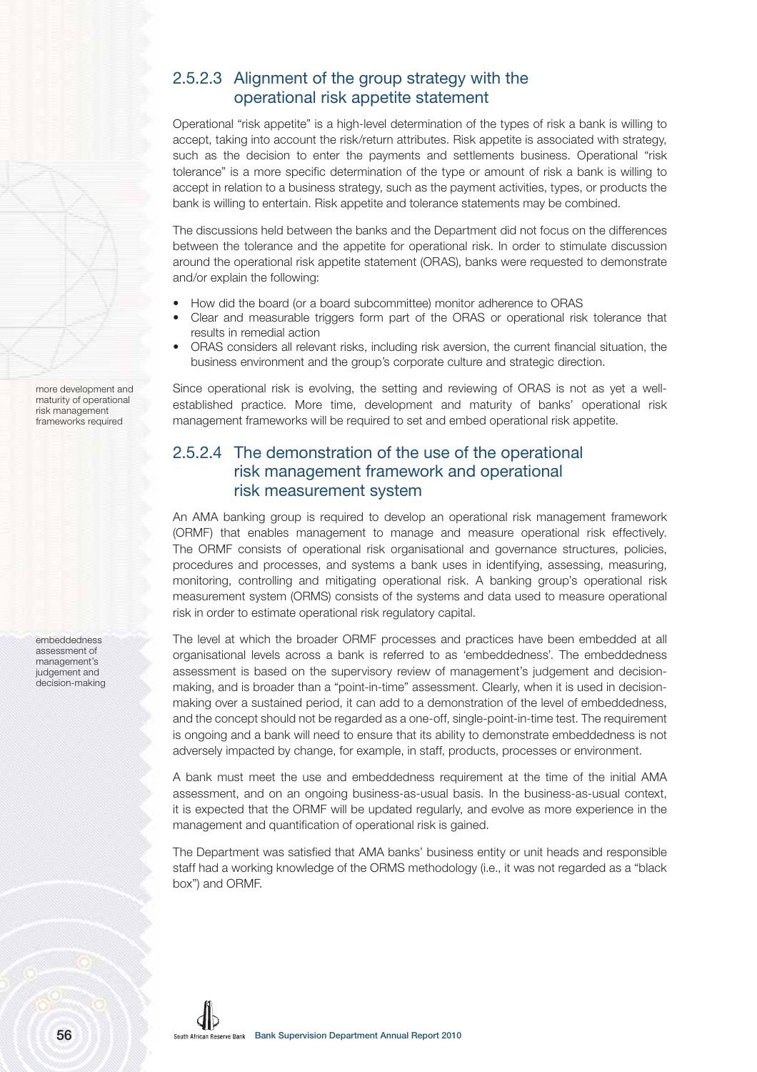### 2.5.2.3 Alignment of the group strategy with the operational risk appetite statement

Operational "risk appetite" is a high-level determination of the types of risk a bank is willing to accept, taking into account the risk/return attributes. Risk appetite is associated with strategy, such as the decision to enter the payments and settlements business. Operational "risk tolerance" is a more specific determination of the type or amount of risk a bank is willing to accept in relation to a business strategy, such as the payment activities, types, or products the bank is willing to entertain. Risk appetite and tolerance statements may be combined.

The discussions held between the banks and the Department did not focus on the differences between the tolerance and the appetite for operational risk. In order to stimulate discussion around the operational risk appetite statement (ORAS), banks were requested to demonstrate and/or explain the following:

- How did the board (or a board subcommittee) monitor adherence to ORAS
- Clear and measurable triggers form part of the ORAS or operational risk tolerance that results in remedial action
- ORAS considers all relevant risks, including risk aversion, the current financial situation, the business environment and the group's corporate culture and strategic direction.

more development and maturity of operational risk management frameworks required

Since operational risk is evolving, the setting and reviewing of ORAS is not as yet a well-established practice. More time, development and maturity of banks' operational risk management frameworks will be required to set and embed operational risk appetite.

### 2.5.2.4 The demonstration of the use of the operational risk management framework and operational risk measurement system

An AMA banking group is required to develop an operational risk management framework (ORMF) that enables management to manage and measure operational risk effectively. The ORMF consists of operational risk organisational and governance structures, policies, procedures and processes, and systems a bank uses in identifying, assessing, measuring, monitoring, controlling and mitigating operational risk. A banking group's operational risk measurement system (ORMS) consists of the systems and data used to measure operational risk in order to estimate operational risk regulatory capital.

embeddedness assessment of management's judgement and decision-making

The level at which the broader ORMF processes and practices have been embedded at all organisational levels across a bank is referred to as 'embeddedness'. The embeddedness assessment is based on the supervisory review of management's judgement and decision-making, and is broader than a "point-in-time" assessment. Clearly, when it is used in decision-making over a sustained period, it can add to a demonstration of the level of embeddedness, and the concept should not be regarded as a one-off, single-point-in-time test. The requirement is ongoing and a bank will need to ensure that its ability to demonstrate embeddedness is not adversely impacted by change, for example, in staff, products, processes or environment.

A bank must meet the use and embeddedness requirement at the time of the initial AMA assessment, and on an ongoing business-as-usual basis. In the business-as-usual context, it is expected that the ORMF will be updated regularly, and evolve as more experience in the management and quantification of operational risk is gained.

The Department was satisfied that AMA banks' business entity or unit heads and responsible staff had a working knowledge of the ORMS methodology (i.e., it was not regarded as a "black box") and ORMF.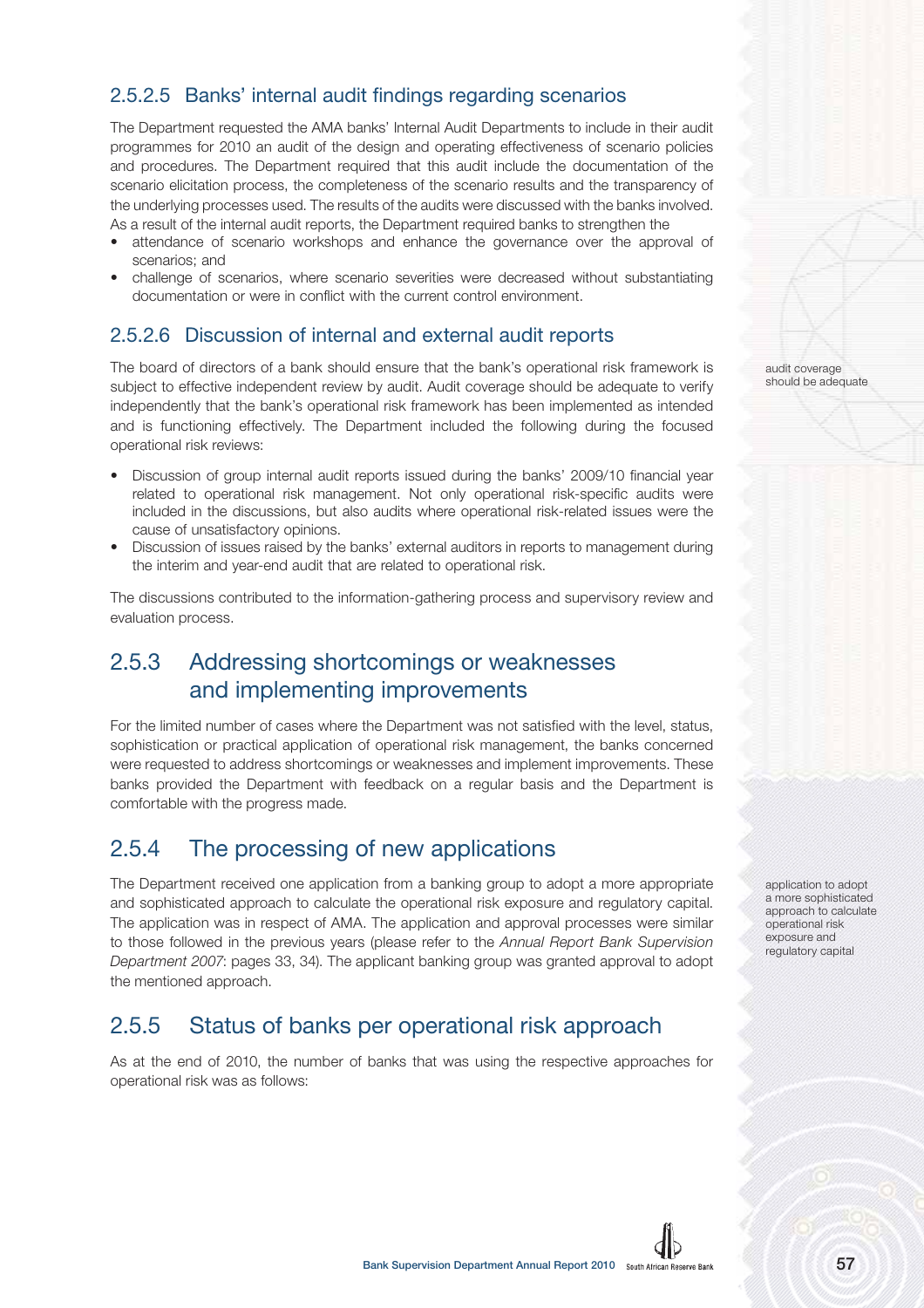### 2.5.2.5 Banks' internal audit findings regarding scenarios

The Department requested the AMA banks' Internal Audit Departments to include in their audit programmes for 2010 an audit of the design and operating effectiveness of scenario policies and procedures. The Department required that this audit include the documentation of the scenario elicitation process, the completeness of the scenario results and the transparency of the underlying processes used. The results of the audits were discussed with the banks involved. As a result of the internal audit reports, the Department required banks to strengthen the

- attendance of scenario workshops and enhance the governance over the approval of scenarios; and
- challenge of scenarios, where scenario severities were decreased without substantiating documentation or were in conflict with the current control environment.

### 2.5.2.6 Discussion of internal and external audit reports

The board of directors of a bank should ensure that the bank's operational risk framework is subject to effective independent review by audit. Audit coverage should be adequate to verify independently that the bank's operational risk framework has been implemented as intended and is functioning effectively. The Department included the following during the focused operational risk reviews:

audit coverage should be adequate

- Discussion of group internal audit reports issued during the banks' 2009/10 financial year related to operational risk management. Not only operational risk-specific audits were included in the discussions, but also audits where operational risk-related issues were the cause of unsatisfactory opinions.
- Discussion of issues raised by the banks' external auditors in reports to management during the interim and year-end audit that are related to operational risk.

The discussions contributed to the information-gathering process and supervisory review and evaluation process.

## 2.5.3 Addressing shortcomings or weaknesses and implementing improvements

For the limited number of cases where the Department was not satisfied with the level, status, sophistication or practical application of operational risk management, the banks concerned were requested to address shortcomings or weaknesses and implement improvements. These banks provided the Department with feedback on a regular basis and the Department is comfortable with the progress made.

## 2.5.4 The processing of new applications

The Department received one application from a banking group to adopt a more appropriate and sophisticated approach to calculate the operational risk exposure and regulatory capital. The application was in respect of AMA. The application and approval processes were similar to those followed in the previous years (please refer to the *Annual Report Bank Supervision Department 2007*: pages 33, 34). The applicant banking group was granted approval to adopt the mentioned approach.

application to adopt a more sophisticated approach to calculate operational risk exposure and regulatory capital

## 2.5.5 Status of banks per operational risk approach

As at the end of 2010, the number of banks that was using the respective approaches for operational risk was as follows: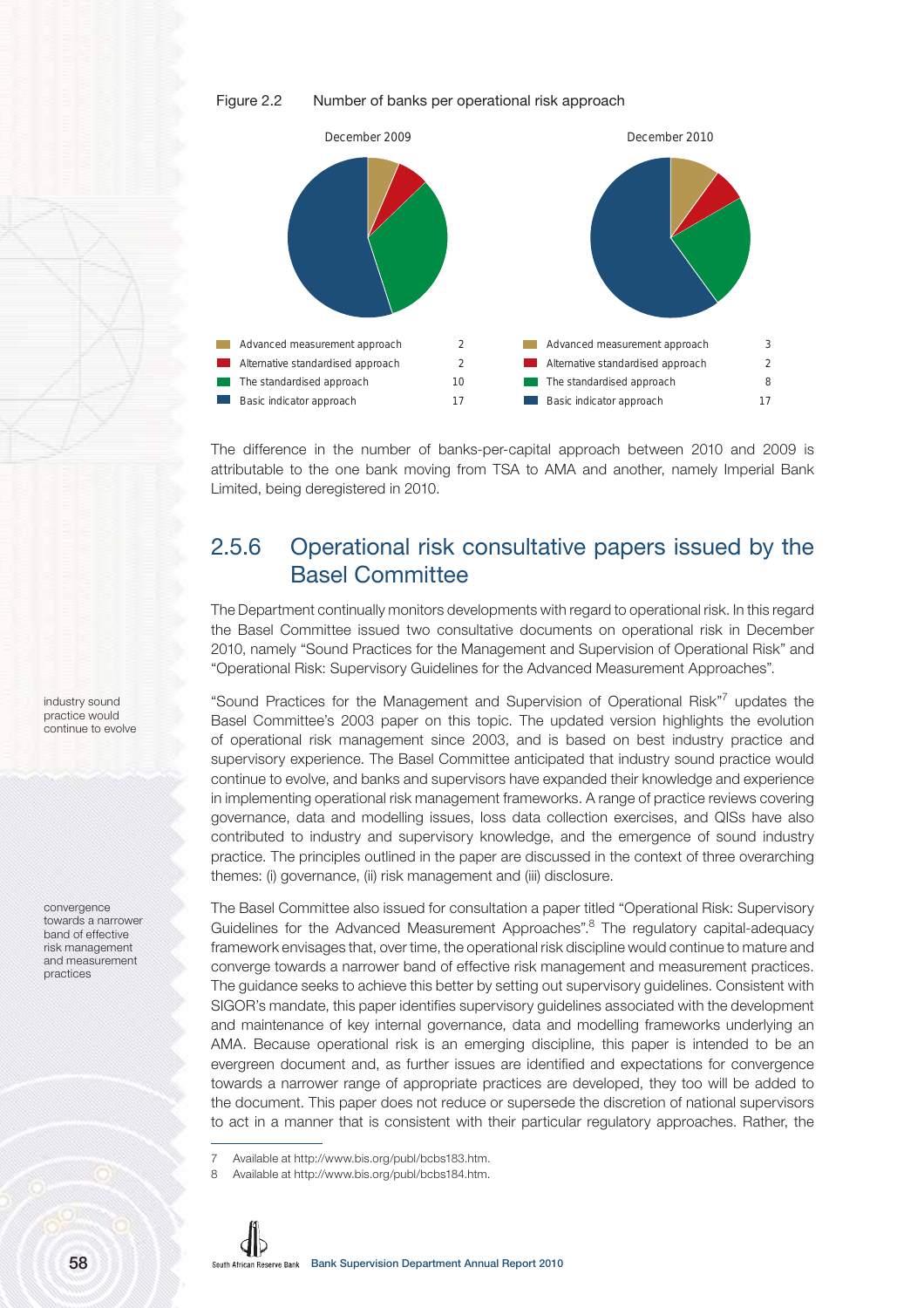Figure 2.2 Number of banks per operational risk approach

| Approach | December 2009 | December 2010 |
|---|---|---|
| Advanced measurement approach | 2 | 3 |
| Alternative standardised approach | 2 | 2 |
| The standardised approach | 10 | 8 |
| Basic indicator approach | 17 | 17 |

The difference in the number of banks-per-capital approach between 2010 and 2009 is attributable to the one bank moving from TSA to AMA and another, namely Imperial Bank Limited, being deregistered in 2010.

## 2.5.6 Operational risk consultative papers issued by the Basel Committee

The Department continually monitors developments with regard to operational risk. In this regard the Basel Committee issued two consultative documents on operational risk in December 2010, namely "Sound Practices for the Management and Supervision of Operational Risk" and "Operational Risk: Supervisory Guidelines for the Advanced Measurement Approaches".

"Sound Practices for the Management and Supervision of Operational Risk"[7] updates the Basel Committee's 2003 paper on this topic. The updated version highlights the evolution of operational risk management since 2003, and is based on best industry practice and supervisory experience. The Basel Committee anticipated that industry sound practice would continue to evolve, and banks and supervisors have expanded their knowledge and experience in implementing operational risk management frameworks. A range of practice reviews covering governance, data and modelling issues, loss data collection exercises, and QISs have also contributed to industry and supervisory knowledge, and the emergence of sound industry practice. The principles outlined in the paper are discussed in the context of three overarching themes: (i) governance, (ii) risk management and (iii) disclosure.

The Basel Committee also issued for consultation a paper titled "Operational Risk: Supervisory Guidelines for the Advanced Measurement Approaches".[8] The regulatory capital-adequacy framework envisages that, over time, the operational risk discipline would continue to mature and converge towards a narrower band of effective risk management and measurement practices. The guidance seeks to achieve this better by setting out supervisory guidelines. Consistent with SIGOR's mandate, this paper identifies supervisory guidelines associated with the development and maintenance of key internal governance, data and modelling frameworks underlying an AMA. Because operational risk is an emerging discipline, this paper is intended to be an evergreen document and, as further issues are identified and expectations for convergence towards a narrower range of appropriate practices are developed, they too will be added to the document. This paper does not reduce or supersede the discretion of national supervisors to act in a manner that is consistent with their particular regulatory approaches. Rather, the

7 Available at http://www.bis.org/publ/bcbs183.htm.

8 Available at http://www.bis.org/publ/bcbs184.htm.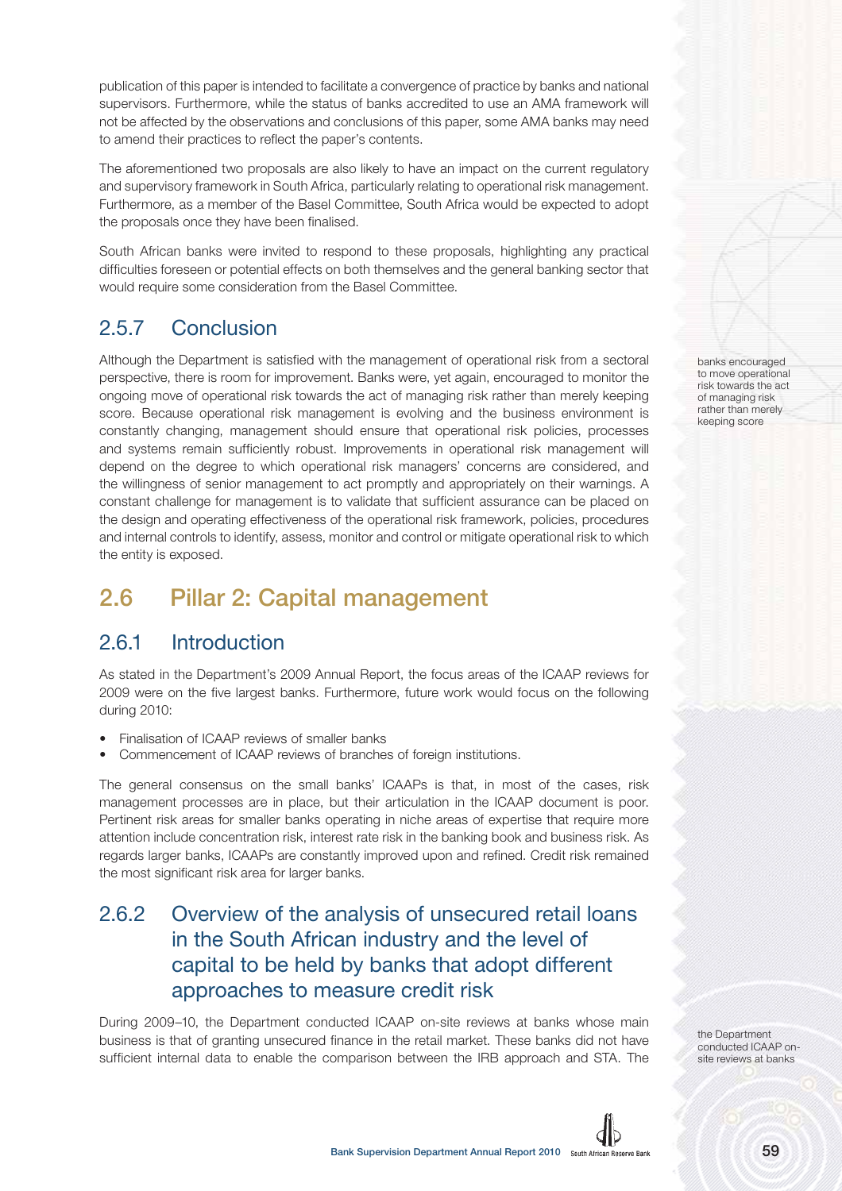publication of this paper is intended to facilitate a convergence of practice by banks and national supervisors. Furthermore, while the status of banks accredited to use an AMA framework will not be affected by the observations and conclusions of this paper, some AMA banks may need to amend their practices to reflect the paper's contents.

The aforementioned two proposals are also likely to have an impact on the current regulatory and supervisory framework in South Africa, particularly relating to operational risk management. Furthermore, as a member of the Basel Committee, South Africa would be expected to adopt the proposals once they have been finalised.

South African banks were invited to respond to these proposals, highlighting any practical difficulties foreseen or potential effects on both themselves and the general banking sector that would require some consideration from the Basel Committee.

### 2.5.7 Conclusion

Although the Department is satisfied with the management of operational risk from a sectoral perspective, there is room for improvement. Banks were, yet again, encouraged to monitor the ongoing move of operational risk towards the act of managing risk rather than merely keeping score. Because operational risk management is evolving and the business environment is constantly changing, management should ensure that operational risk policies, processes and systems remain sufficiently robust. Improvements in operational risk management will depend on the degree to which operational risk managers' concerns are considered, and the willingness of senior management to act promptly and appropriately on their warnings. A constant challenge for management is to validate that sufficient assurance can be placed on the design and operating effectiveness of the operational risk framework, policies, procedures and internal controls to identify, assess, monitor and control or mitigate operational risk to which the entity is exposed.

banks encouraged to move operational risk towards the act of managing risk rather than merely keeping score

## 2.6 Pillar 2: Capital management

### 2.6.1 Introduction

As stated in the Department's 2009 Annual Report, the focus areas of the ICAAP reviews for 2009 were on the five largest banks. Furthermore, future work would focus on the following during 2010:

- Finalisation of ICAAP reviews of smaller banks
- Commencement of ICAAP reviews of branches of foreign institutions.

The general consensus on the small banks' ICAAPs is that, in most of the cases, risk management processes are in place, but their articulation in the ICAAP document is poor. Pertinent risk areas for smaller banks operating in niche areas of expertise that require more attention include concentration risk, interest rate risk in the banking book and business risk. As regards larger banks, ICAAPs are constantly improved upon and refined. Credit risk remained the most significant risk area for larger banks.

### 2.6.2 Overview of the analysis of unsecured retail loans in the South African industry and the level of capital to be held by banks that adopt different approaches to measure credit risk

During 2009–10, the Department conducted ICAAP on-site reviews at banks whose main business is that of granting unsecured finance in the retail market. These banks did not have sufficient internal data to enable the comparison between the IRB approach and STA. The

the Department conducted ICAAP on-site reviews at banks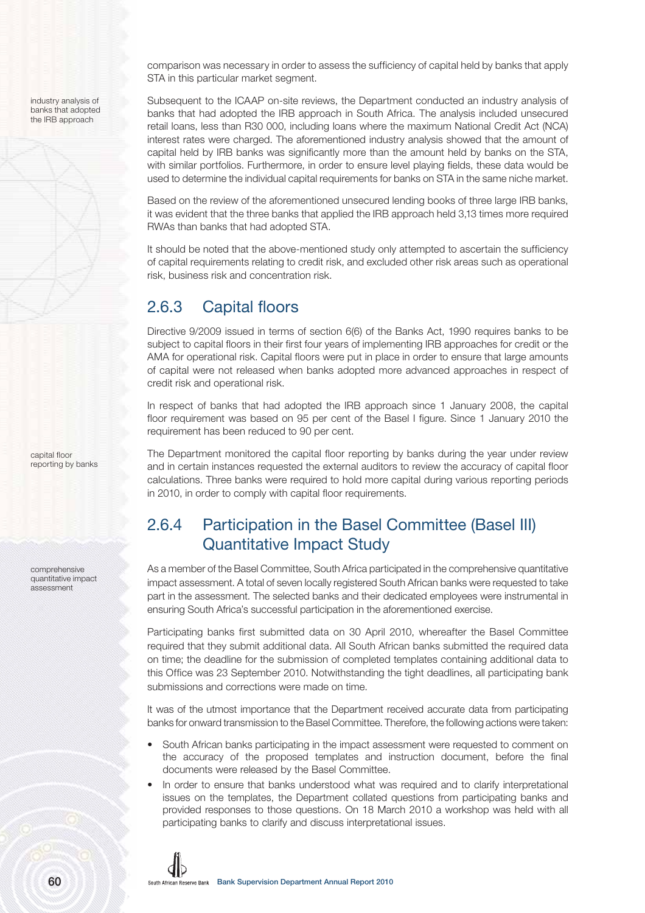comparison was necessary in order to assess the sufficiency of capital held by banks that apply STA in this particular market segment.

industry analysis of banks that adopted the IRB approach

Subsequent to the ICAAP on-site reviews, the Department conducted an industry analysis of banks that had adopted the IRB approach in South Africa. The analysis included unsecured retail loans, less than R30 000, including loans where the maximum National Credit Act (NCA) interest rates were charged. The aforementioned industry analysis showed that the amount of capital held by IRB banks was significantly more than the amount held by banks on the STA, with similar portfolios. Furthermore, in order to ensure level playing fields, these data would be used to determine the individual capital requirements for banks on STA in the same niche market.

Based on the review of the aforementioned unsecured lending books of three large IRB banks, it was evident that the three banks that applied the IRB approach held 3,13 times more required RWAs than banks that had adopted STA.

It should be noted that the above-mentioned study only attempted to ascertain the sufficiency of capital requirements relating to credit risk, and excluded other risk areas such as operational risk, business risk and concentration risk.

## 2.6.3 Capital floors

Directive 9/2009 issued in terms of section 6(6) of the Banks Act, 1990 requires banks to be subject to capital floors in their first four years of implementing IRB approaches for credit or the AMA for operational risk. Capital floors were put in place in order to ensure that large amounts of capital were not released when banks adopted more advanced approaches in respect of credit risk and operational risk.

In respect of banks that had adopted the IRB approach since 1 January 2008, the capital floor requirement was based on 95 per cent of the Basel I figure. Since 1 January 2010 the requirement has been reduced to 90 per cent.

capital floor reporting by banks

The Department monitored the capital floor reporting by banks during the year under review and in certain instances requested the external auditors to review the accuracy of capital floor calculations. Three banks were required to hold more capital during various reporting periods in 2010, in order to comply with capital floor requirements.

## 2.6.4 Participation in the Basel Committee (Basel III) Quantitative Impact Study

comprehensive quantitative impact assessment

As a member of the Basel Committee, South Africa participated in the comprehensive quantitative impact assessment. A total of seven locally registered South African banks were requested to take part in the assessment. The selected banks and their dedicated employees were instrumental in ensuring South Africa's successful participation in the aforementioned exercise.

Participating banks first submitted data on 30 April 2010, whereafter the Basel Committee required that they submit additional data. All South African banks submitted the required data on time; the deadline for the submission of completed templates containing additional data to this Office was 23 September 2010. Notwithstanding the tight deadlines, all participating bank submissions and corrections were made on time.

It was of the utmost importance that the Department received accurate data from participating banks for onward transmission to the Basel Committee. Therefore, the following actions were taken:

- South African banks participating in the impact assessment were requested to comment on the accuracy of the proposed templates and instruction document, before the final documents were released by the Basel Committee.
- In order to ensure that banks understood what was required and to clarify interpretational issues on the templates, the Department collated questions from participating banks and provided responses to those questions. On 18 March 2010 a workshop was held with all participating banks to clarify and discuss interpretational issues.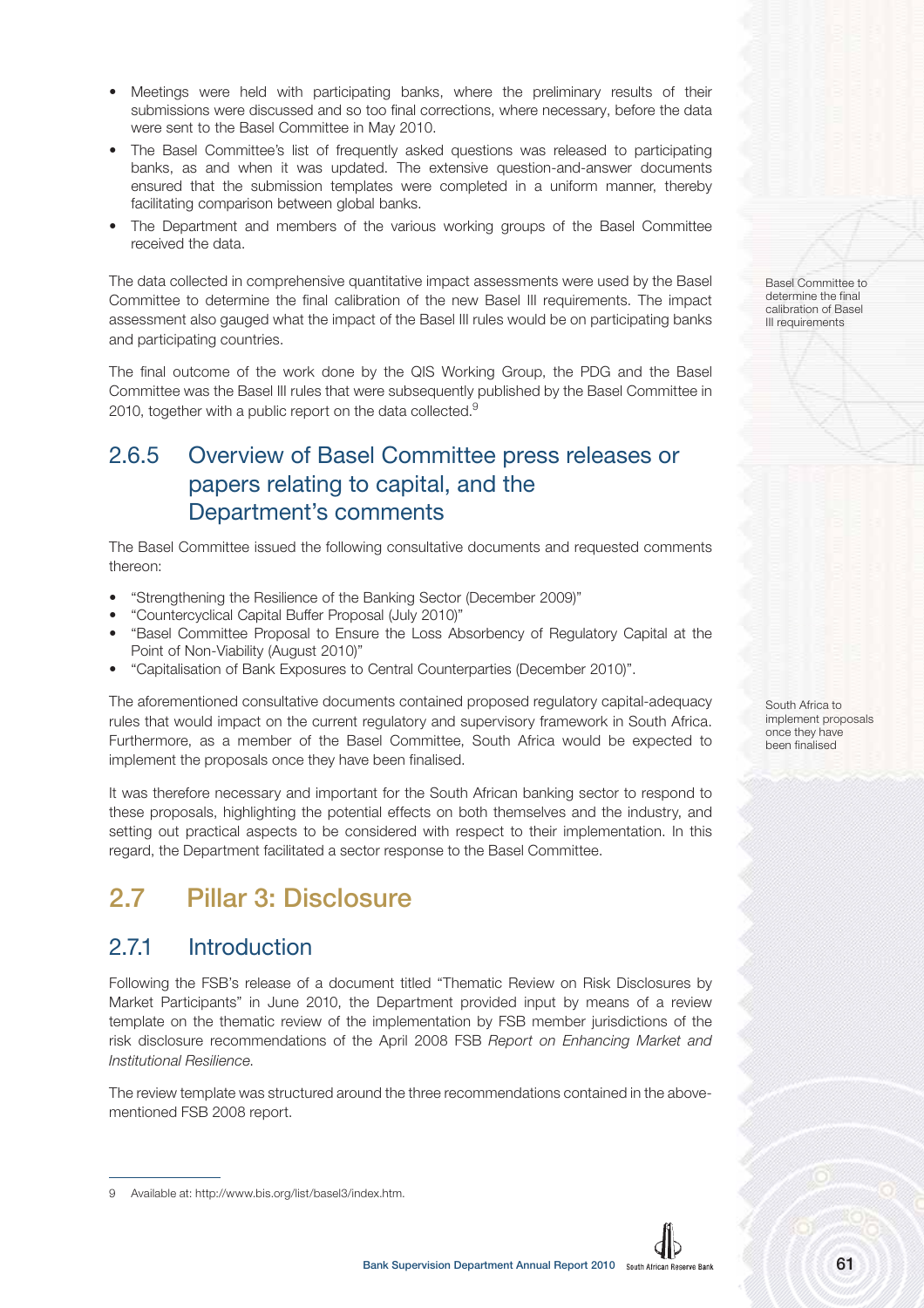- Meetings were held with participating banks, where the preliminary results of their submissions were discussed and so too final corrections, where necessary, before the data were sent to the Basel Committee in May 2010.
- The Basel Committee's list of frequently asked questions was released to participating banks, as and when it was updated. The extensive question-and-answer documents ensured that the submission templates were completed in a uniform manner, thereby facilitating comparison between global banks.
- The Department and members of the various working groups of the Basel Committee received the data.

The data collected in comprehensive quantitative impact assessments were used by the Basel Committee to determine the final calibration of the new Basel III requirements. The impact assessment also gauged what the impact of the Basel III rules would be on participating banks and participating countries.

Basel Committee to determine the final calibration of Basel III requirements

The final outcome of the work done by the QIS Working Group, the PDG and the Basel Committee was the Basel III rules that were subsequently published by the Basel Committee in 2010, together with a public report on the data collected.[9]

### 2.6.5 Overview of Basel Committee press releases or papers relating to capital, and the Department's comments

The Basel Committee issued the following consultative documents and requested comments thereon:

- "Strengthening the Resilience of the Banking Sector (December 2009)"
- "Countercyclical Capital Buffer Proposal (July 2010)"
- "Basel Committee Proposal to Ensure the Loss Absorbency of Regulatory Capital at the Point of Non-Viability (August 2010)"
- "Capitalisation of Bank Exposures to Central Counterparties (December 2010)".

The aforementioned consultative documents contained proposed regulatory capital-adequacy rules that would impact on the current regulatory and supervisory framework in South Africa. Furthermore, as a member of the Basel Committee, South Africa would be expected to implement the proposals once they have been finalised.

South Africa to implement proposals once they have been finalised

It was therefore necessary and important for the South African banking sector to respond to these proposals, highlighting the potential effects on both themselves and the industry, and setting out practical aspects to be considered with respect to their implementation. In this regard, the Department facilitated a sector response to the Basel Committee.

## 2.7 Pillar 3: Disclosure

### 2.7.1 Introduction

Following the FSB's release of a document titled "Thematic Review on Risk Disclosures by Market Participants" in June 2010, the Department provided input by means of a review template on the thematic review of the implementation by FSB member jurisdictions of the risk disclosure recommendations of the April 2008 FSB *Report on Enhancing Market and Institutional Resilience*.

The review template was structured around the three recommendations contained in the above-mentioned FSB 2008 report.

9 Available at: http://www.bis.org/list/basel3/index.htm.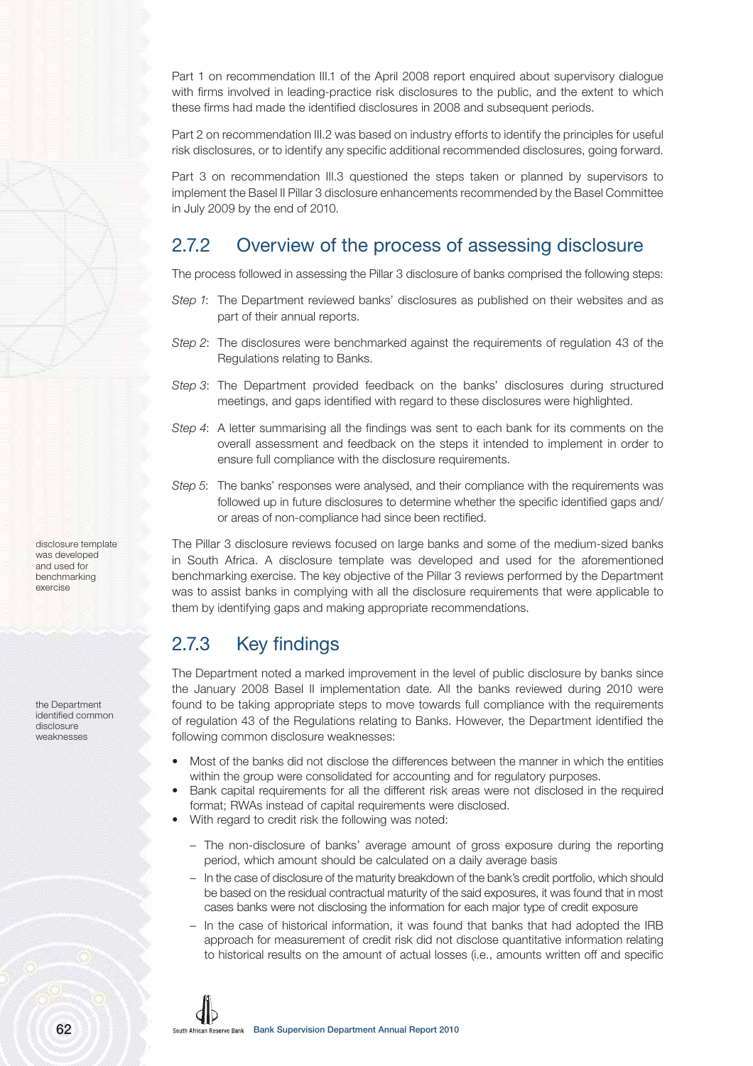Part 1 on recommendation III.1 of the April 2008 report enquired about supervisory dialogue with firms involved in leading-practice risk disclosures to the public, and the extent to which these firms had made the identified disclosures in 2008 and subsequent periods.

Part 2 on recommendation III.2 was based on industry efforts to identify the principles for useful risk disclosures, or to identify any specific additional recommended disclosures, going forward.

Part 3 on recommendation III.3 questioned the steps taken or planned by supervisors to implement the Basel II Pillar 3 disclosure enhancements recommended by the Basel Committee in July 2009 by the end of 2010.

## 2.7.2 Overview of the process of assessing disclosure

The process followed in assessing the Pillar 3 disclosure of banks comprised the following steps:

*Step 1*: The Department reviewed banks' disclosures as published on their websites and as part of their annual reports.

*Step 2*: The disclosures were benchmarked against the requirements of regulation 43 of the Regulations relating to Banks.

*Step 3*: The Department provided feedback on the banks' disclosures during structured meetings, and gaps identified with regard to these disclosures were highlighted.

*Step 4*: A letter summarising all the findings was sent to each bank for its comments on the overall assessment and feedback on the steps it intended to implement in order to ensure full compliance with the disclosure requirements.

*Step 5*: The banks' responses were analysed, and their compliance with the requirements was followed up in future disclosures to determine whether the specific identified gaps and/or areas of non-compliance had since been rectified.

disclosure template was developed and used for benchmarking exercise

The Pillar 3 disclosure reviews focused on large banks and some of the medium-sized banks in South Africa. A disclosure template was developed and used for the aforementioned benchmarking exercise. The key objective of the Pillar 3 reviews performed by the Department was to assist banks in complying with all the disclosure requirements that were applicable to them by identifying gaps and making appropriate recommendations.

## 2.7.3 Key findings

the Department identified common disclosure weaknesses

The Department noted a marked improvement in the level of public disclosure by banks since the January 2008 Basel II implementation date. All the banks reviewed during 2010 were found to be taking appropriate steps to move towards full compliance with the requirements of regulation 43 of the Regulations relating to Banks. However, the Department identified the following common disclosure weaknesses:

- Most of the banks did not disclose the differences between the manner in which the entities within the group were consolidated for accounting and for regulatory purposes.
- Bank capital requirements for all the different risk areas were not disclosed in the required format; RWAs instead of capital requirements were disclosed.
- With regard to credit risk the following was noted:
  - The non-disclosure of banks' average amount of gross exposure during the reporting period, which amount should be calculated on a daily average basis
  - In the case of disclosure of the maturity breakdown of the bank's credit portfolio, which should be based on the residual contractual maturity of the said exposures, it was found that in most cases banks were not disclosing the information for each major type of credit exposure
  - In the case of historical information, it was found that banks that had adopted the IRB approach for measurement of credit risk did not disclose quantitative information relating to historical results on the amount of actual losses (i.e., amounts written off and specific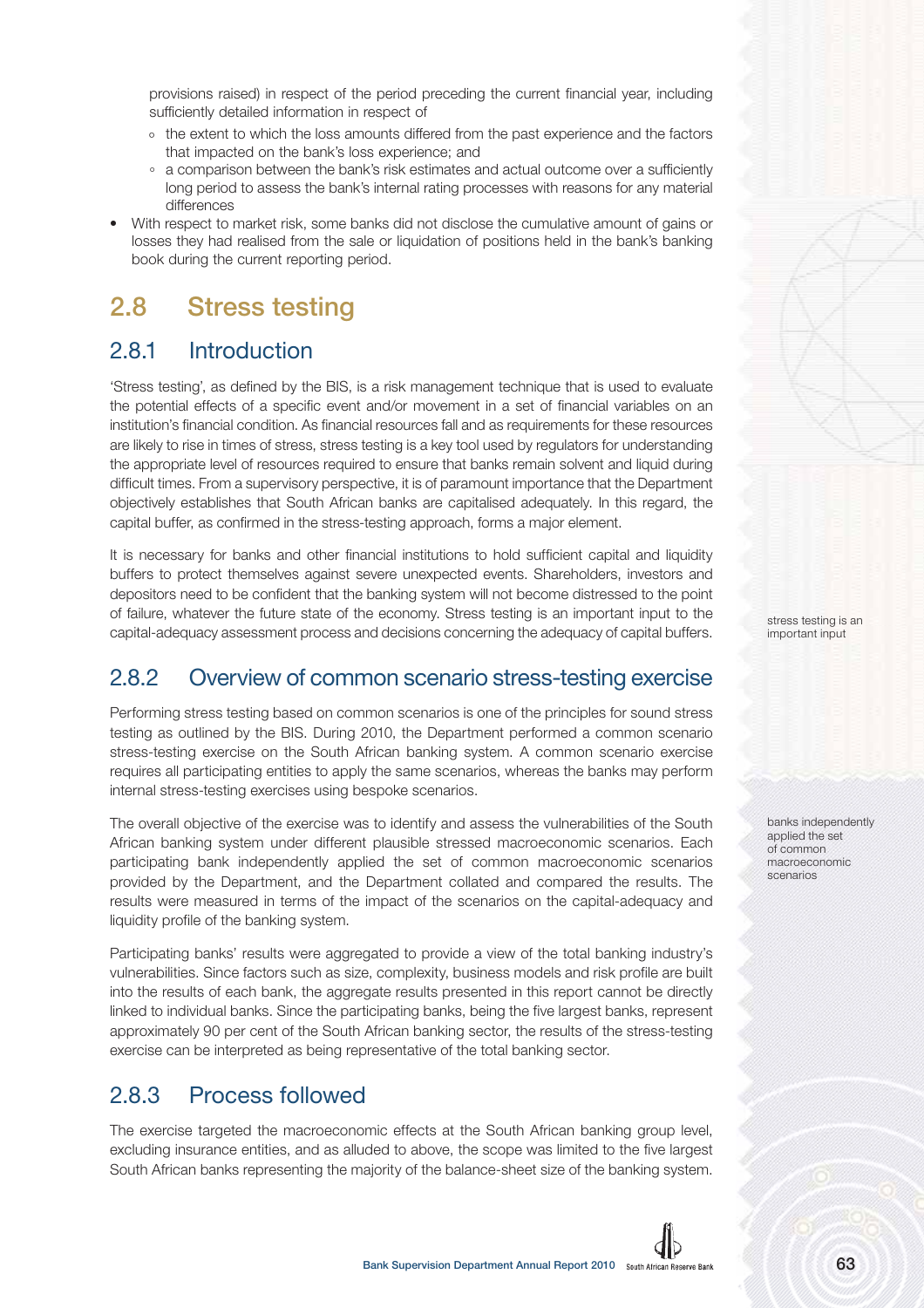provisions raised) in respect of the period preceding the current financial year, including sufficiently detailed information in respect of

  - the extent to which the loss amounts differed from the past experience and the factors that impacted on the bank's loss experience; and
  - a comparison between the bank's risk estimates and actual outcome over a sufficiently long period to assess the bank's internal rating processes with reasons for any material differences

- With respect to market risk, some banks did not disclose the cumulative amount of gains or losses they had realised from the sale or liquidation of positions held in the bank's banking book during the current reporting period.

## 2.8 Stress testing

### 2.8.1 Introduction

'Stress testing', as defined by the BIS, is a risk management technique that is used to evaluate the potential effects of a specific event and/or movement in a set of financial variables on an institution's financial condition. As financial resources fall and as requirements for these resources are likely to rise in times of stress, stress testing is a key tool used by regulators for understanding the appropriate level of resources required to ensure that banks remain solvent and liquid during difficult times. From a supervisory perspective, it is of paramount importance that the Department objectively establishes that South African banks are capitalised adequately. In this regard, the capital buffer, as confirmed in the stress-testing approach, forms a major element.

It is necessary for banks and other financial institutions to hold sufficient capital and liquidity buffers to protect themselves against severe unexpected events. Shareholders, investors and depositors need to be confident that the banking system will not become distressed to the point of failure, whatever the future state of the economy. Stress testing is an important input to the capital-adequacy assessment process and decisions concerning the adequacy of capital buffers.

stress testing is an important input

### 2.8.2 Overview of common scenario stress-testing exercise

Performing stress testing based on common scenarios is one of the principles for sound stress testing as outlined by the BIS. During 2010, the Department performed a common scenario stress-testing exercise on the South African banking system. A common scenario exercise requires all participating entities to apply the same scenarios, whereas the banks may perform internal stress-testing exercises using bespoke scenarios.

The overall objective of the exercise was to identify and assess the vulnerabilities of the South African banking system under different plausible stressed macroeconomic scenarios. Each participating bank independently applied the set of common macroeconomic scenarios provided by the Department, and the Department collated and compared the results. The results were measured in terms of the impact of the scenarios on the capital-adequacy and liquidity profile of the banking system.

banks independently applied the set of common macroeconomic scenarios

Participating banks' results were aggregated to provide a view of the total banking industry's vulnerabilities. Since factors such as size, complexity, business models and risk profile are built into the results of each bank, the aggregate results presented in this report cannot be directly linked to individual banks. Since the participating banks, being the five largest banks, represent approximately 90 per cent of the South African banking sector, the results of the stress-testing exercise can be interpreted as being representative of the total banking sector.

### 2.8.3 Process followed

The exercise targeted the macroeconomic effects at the South African banking group level, excluding insurance entities, and as alluded to above, the scope was limited to the five largest South African banks representing the majority of the balance-sheet size of the banking system.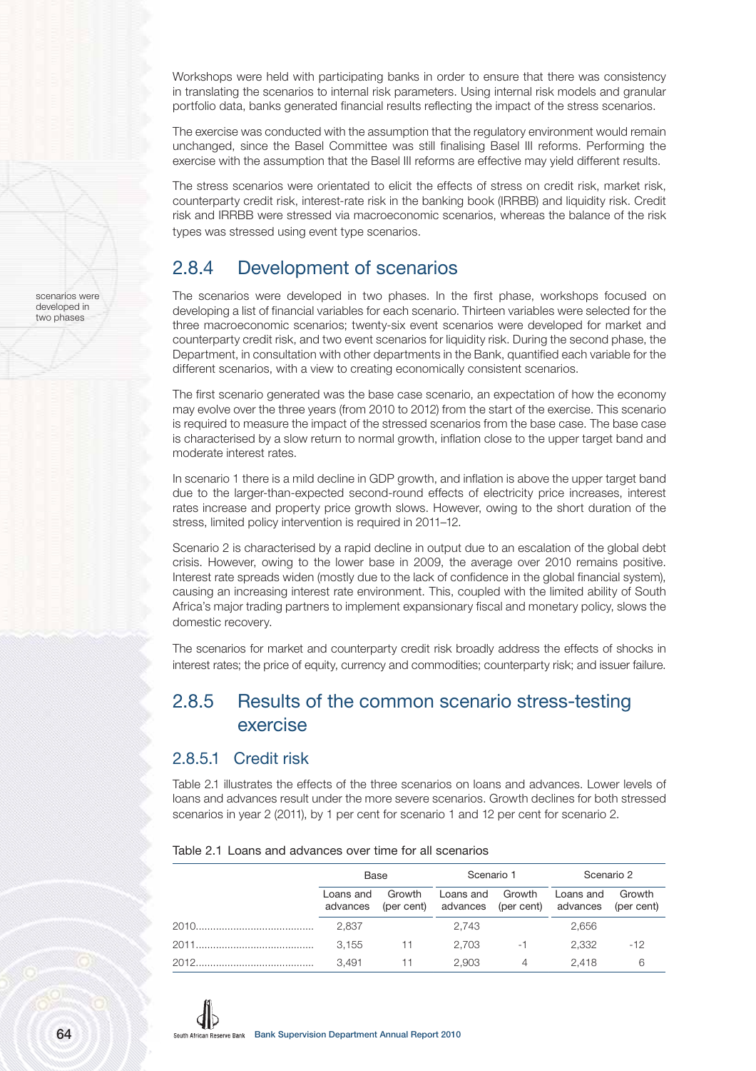Workshops were held with participating banks in order to ensure that there was consistency in translating the scenarios to internal risk parameters. Using internal risk models and granular portfolio data, banks generated financial results reflecting the impact of the stress scenarios.

The exercise was conducted with the assumption that the regulatory environment would remain unchanged, since the Basel Committee was still finalising Basel III reforms. Performing the exercise with the assumption that the Basel III reforms are effective may yield different results.

The stress scenarios were orientated to elicit the effects of stress on credit risk, market risk, counterparty credit risk, interest-rate risk in the banking book (IRRBB) and liquidity risk. Credit risk and IRRBB were stressed via macroeconomic scenarios, whereas the balance of the risk types was stressed using event type scenarios.

## 2.8.4 Development of scenarios

scenarios were developed in two phases

The scenarios were developed in two phases. In the first phase, workshops focused on developing a list of financial variables for each scenario. Thirteen variables were selected for the three macroeconomic scenarios; twenty-six event scenarios were developed for market and counterparty credit risk, and two event scenarios for liquidity risk. During the second phase, the Department, in consultation with other departments in the Bank, quantified each variable for the different scenarios, with a view to creating economically consistent scenarios.

The first scenario generated was the base case scenario, an expectation of how the economy may evolve over the three years (from 2010 to 2012) from the start of the exercise. This scenario is required to measure the impact of the stressed scenarios from the base case. The base case is characterised by a slow return to normal growth, inflation close to the upper target band and moderate interest rates.

In scenario 1 there is a mild decline in GDP growth, and inflation is above the upper target band due to the larger-than-expected second-round effects of electricity price increases, interest rates increase and property price growth slows. However, owing to the short duration of the stress, limited policy intervention is required in 2011–12.

Scenario 2 is characterised by a rapid decline in output due to an escalation of the global debt crisis. However, owing to the lower base in 2009, the average over 2010 remains positive. Interest rate spreads widen (mostly due to the lack of confidence in the global financial system), causing an increasing interest rate environment. This, coupled with the limited ability of South Africa's major trading partners to implement expansionary fiscal and monetary policy, slows the domestic recovery.

The scenarios for market and counterparty credit risk broadly address the effects of shocks in interest rates; the price of equity, currency and commodities; counterparty risk; and issuer failure.

## 2.8.5 Results of the common scenario stress-testing exercise

### 2.8.5.1 Credit risk

Table 2.1 illustrates the effects of the three scenarios on loans and advances. Lower levels of loans and advances result under the more severe scenarios. Growth declines for both stressed scenarios in year 2 (2011), by 1 per cent for scenario 1 and 12 per cent for scenario 2.

Table 2.1 Loans and advances over time for all scenarios

| | Base | | Scenario 1 | | Scenario 2 | |
|---|---|---|---|---|---|---|
| | Loans and advances | Growth (per cent) | Loans and advances | Growth (per cent) | Loans and advances | Growth (per cent) |
| 2010 | 2,837 | | 2,743 | | 2,656 | |
| 2011 | 3,155 | 11 | 2,703 | -1 | 2,332 | -12 |
| 2012 | 3,491 | 11 | 2,903 | 4 | 2,418 | 6 |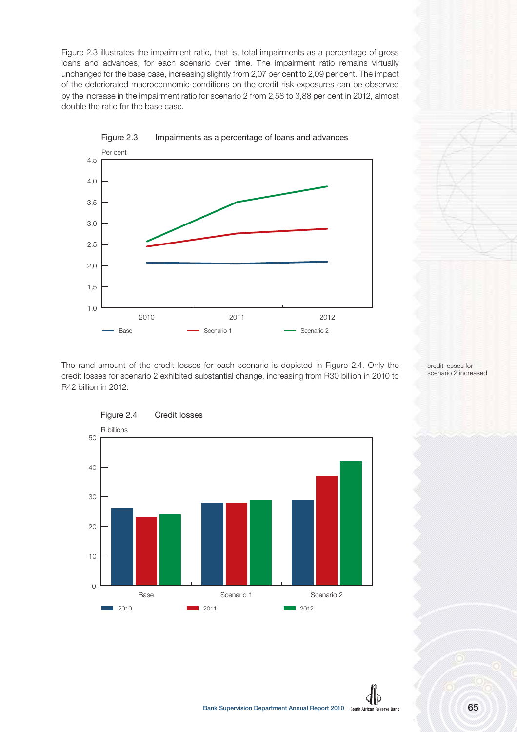Figure 2.3 illustrates the impairment ratio, that is, total impairments as a percentage of gross loans and advances, for each scenario over time. The impairment ratio remains virtually unchanged for the base case, increasing slightly from 2,07 per cent to 2,09 per cent. The impact of the deteriorated macroeconomic conditions on the credit risk exposures can be observed by the increase in the impairment ratio for scenario 2 from 2,58 to 3,88 per cent in 2012, almost double the ratio for the base case.

Figure 2.3 Impairments as a percentage of loans and advances

The rand amount of the credit losses for each scenario is depicted in Figure 2.4. Only the credit losses for scenario 2 exhibited substantial change, increasing from R30 billion in 2010 to R42 billion in 2012.

credit losses for scenario 2 increased

Figure 2.4 Credit losses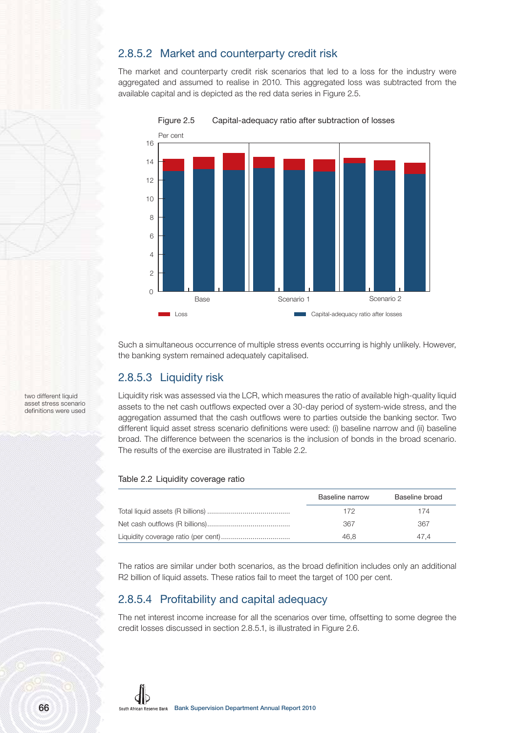### 2.8.5.2 Market and counterparty credit risk

The market and counterparty credit risk scenarios that led to a loss for the industry were aggregated and assumed to realise in 2010. This aggregated loss was subtracted from the available capital and is depicted as the red data series in Figure 2.5.

Figure 2.5 Capital-adequacy ratio after subtraction of losses

Such a simultaneous occurrence of multiple stress events occurring is highly unlikely. However, the banking system remained adequately capitalised.

### 2.8.5.3 Liquidity risk

two different liquid asset stress scenario definitions were used

Liquidity risk was assessed via the LCR, which measures the ratio of available high-quality liquid assets to the net cash outflows expected over a 30-day period of system-wide stress, and the aggregation assumed that the cash outflows were to parties outside the banking sector. Two different liquid asset stress scenario definitions were used: (i) baseline narrow and (ii) baseline broad. The difference between the scenarios is the inclusion of bonds in the broad scenario. The results of the exercise are illustrated in Table 2.2.

Table 2.2 Liquidity coverage ratio

| | Baseline narrow | Baseline broad |
|---|---|---|
| Total liquid assets (R billions) | 172 | 174 |
| Net cash outflows (R billions) | 367 | 367 |
| Liquidity coverage ratio (per cent) | 46,8 | 47,4 |

The ratios are similar under both scenarios, as the broad definition includes only an additional R2 billion of liquid assets. These ratios fail to meet the target of 100 per cent.

### 2.8.5.4 Profitability and capital adequacy

The net interest income increase for all the scenarios over time, offsetting to some degree the credit losses discussed in section 2.8.5.1, is illustrated in Figure 2.6.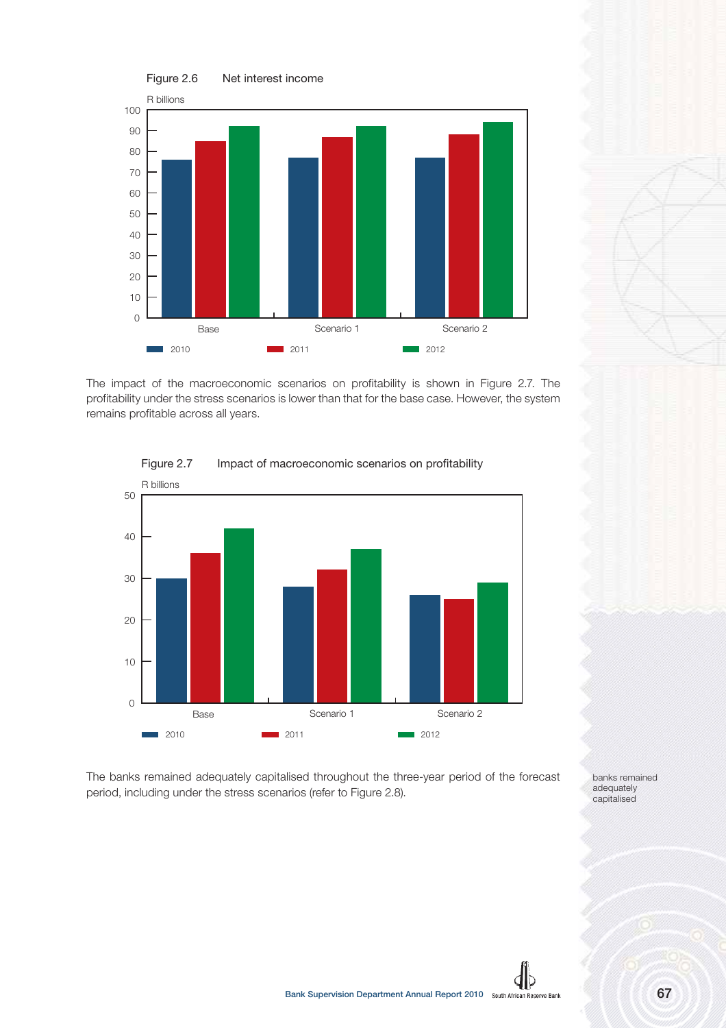Figure 2.6 Net interest income

R billions

| | 2010 | 2011 | 2012 |
|---|---|---|---|
| Base | 76 | 85 | 92 |
| Scenario 1 | 77 | 87 | 92 |
| Scenario 2 | 77 | 88 | 94 |

The impact of the macroeconomic scenarios on profitability is shown in Figure 2.7. The profitability under the stress scenarios is lower than that for the base case. However, the system remains profitable across all years.

Figure 2.7 Impact of macroeconomic scenarios on profitability

R billions

| | 2010 | 2011 | 2012 |
|---|---|---|---|
| Base | 30 | 36 | 42 |
| Scenario 1 | 28 | 32 | 37 |
| Scenario 2 | 26 | 25 | 29 |

The banks remained adequately capitalised throughout the three-year period of the forecast period, including under the stress scenarios (refer to Figure 2.8).

banks remained adequately capitalised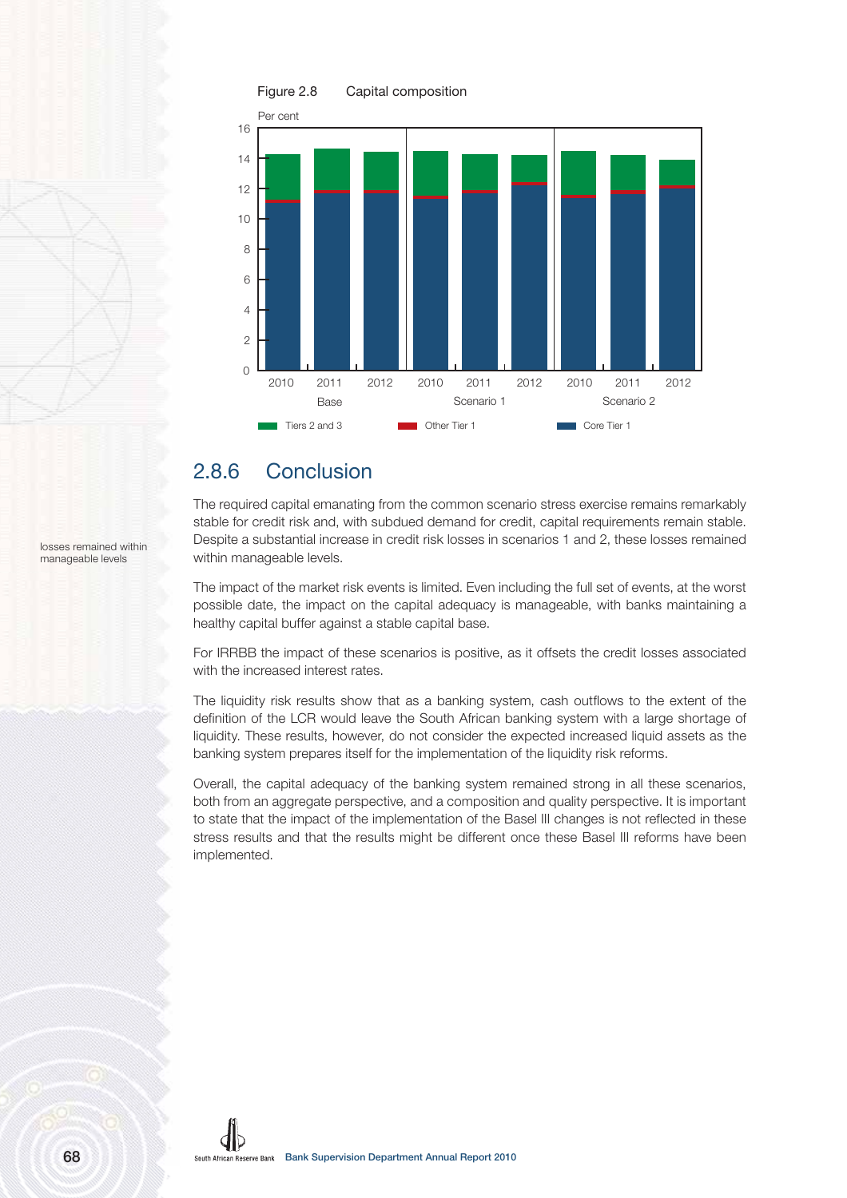Figure 2.8 Capital composition

Per cent

16
14
12
10
8
6
4
2
0

2010 2011 2012 2010 2011 2012 2010 2011 2012

Base Scenario 1 Scenario 2

Tiers 2 and 3 Other Tier 1 Core Tier 1

## 2.8.6 Conclusion

losses remained within manageable levels

The required capital emanating from the common scenario stress exercise remains remarkably stable for credit risk and, with subdued demand for credit, capital requirements remain stable. Despite a substantial increase in credit risk losses in scenarios 1 and 2, these losses remained within manageable levels.

The impact of the market risk events is limited. Even including the full set of events, at the worst possible date, the impact on the capital adequacy is manageable, with banks maintaining a healthy capital buffer against a stable capital base.

For IRRBB the impact of these scenarios is positive, as it offsets the credit losses associated with the increased interest rates.

The liquidity risk results show that as a banking system, cash outflows to the extent of the definition of the LCR would leave the South African banking system with a large shortage of liquidity. These results, however, do not consider the expected increased liquid assets as the banking system prepares itself for the implementation of the liquidity risk reforms.

Overall, the capital adequacy of the banking system remained strong in all these scenarios, both from an aggregate perspective, and a composition and quality perspective. It is important to state that the impact of the implementation of the Basel III changes is not reflected in these stress results and that the results might be different once these Basel III reforms have been implemented.